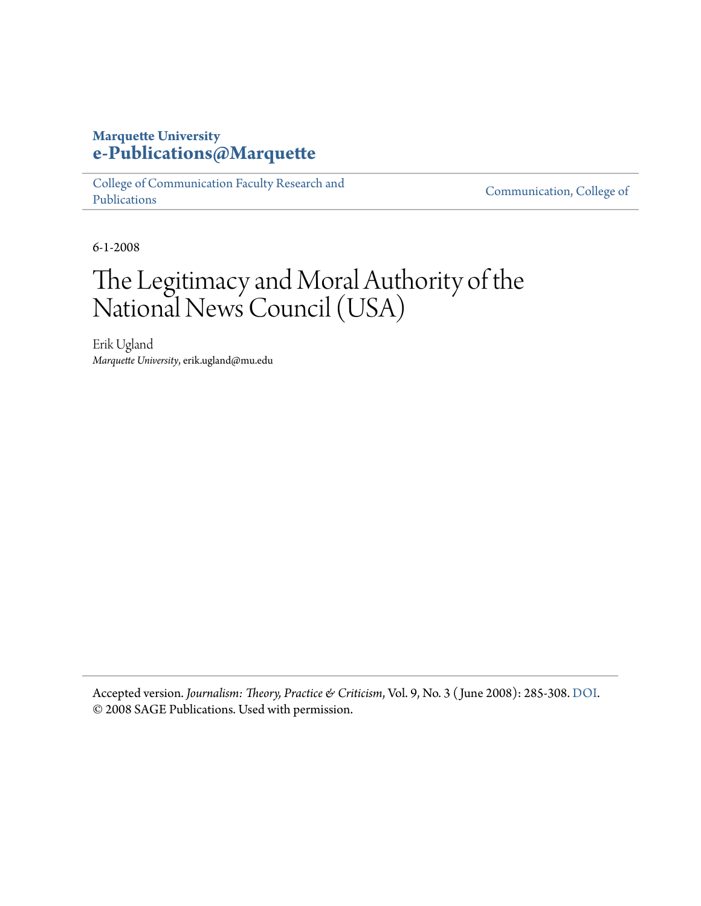**Marquette University**
**e-Publications@Marquette**

College of Communication Faculty Research and Publications | Communication, College of

6-1-2008

# The Legitimacy and Moral Authority of the National News Council (USA)

Erik Ugland
*Marquette University*, erik.ugland@mu.edu

Accepted version. *Journalism: Theory, Practice & Criticism*, Vol. 9, No. 3 (June 2008): 285-308. DOI. © 2008 SAGE Publications. Used with permission.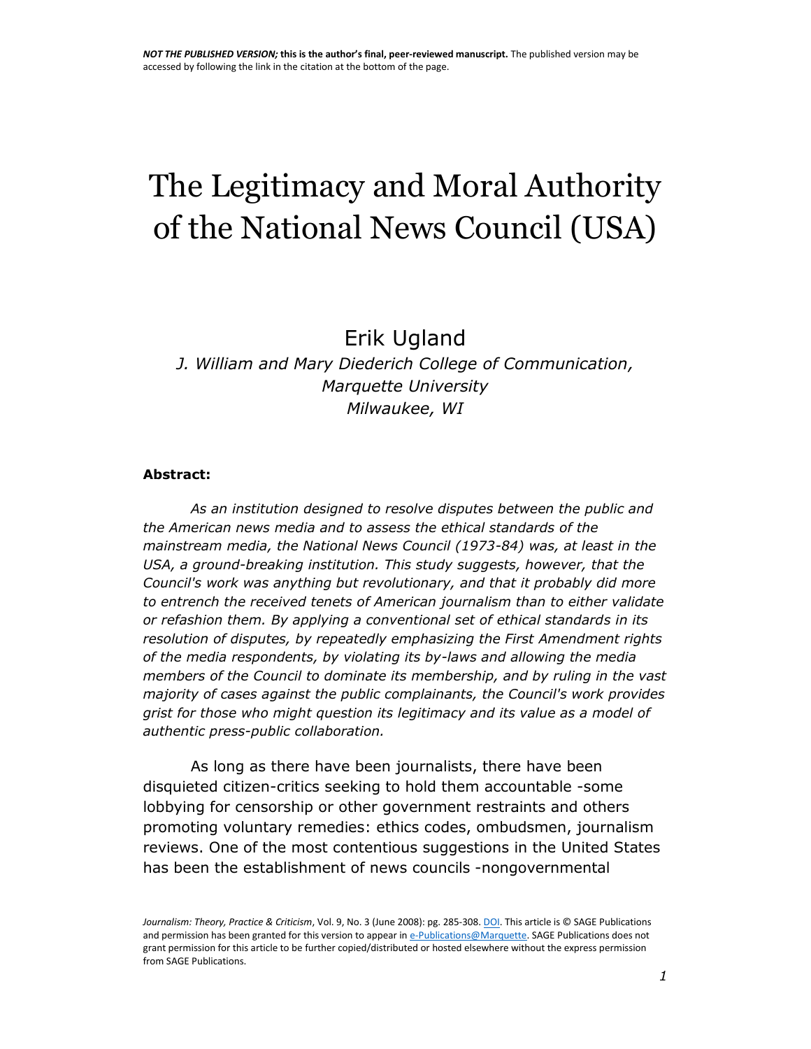*NOT THE PUBLISHED VERSION;* **this is the author's final, peer-reviewed manuscript.** The published version may be accessed by following the link in the citation at the bottom of the page.

# The Legitimacy and Moral Authority of the National News Council (USA)

Erik Ugland

*J. William and Mary Diederich College of Communication, Marquette University Milwaukee, WI*

**Abstract:**

*As an institution designed to resolve disputes between the public and the American news media and to assess the ethical standards of the mainstream media, the National News Council (1973-84) was, at least in the USA, a ground-breaking institution. This study suggests, however, that the Council's work was anything but revolutionary, and that it probably did more to entrench the received tenets of American journalism than to either validate or refashion them. By applying a conventional set of ethical standards in its resolution of disputes, by repeatedly emphasizing the First Amendment rights of the media respondents, by violating its by-laws and allowing the media members of the Council to dominate its membership, and by ruling in the vast majority of cases against the public complainants, the Council's work provides grist for those who might question its legitimacy and its value as a model of authentic press-public collaboration.*

As long as there have been journalists, there have been disquieted citizen-critics seeking to hold them accountable -some lobbying for censorship or other government restraints and others promoting voluntary remedies: ethics codes, ombudsmen, journalism reviews. One of the most contentious suggestions in the United States has been the establishment of news councils -nongovernmental

*Journalism: Theory, Practice & Criticism*, Vol. 9, No. 3 (June 2008): pg. 285-308. DOI. This article is © SAGE Publications and permission has been granted for this version to appear in e-Publications@Marquette. SAGE Publications does not grant permission for this article to be further copied/distributed or hosted elsewhere without the express permission from SAGE Publications.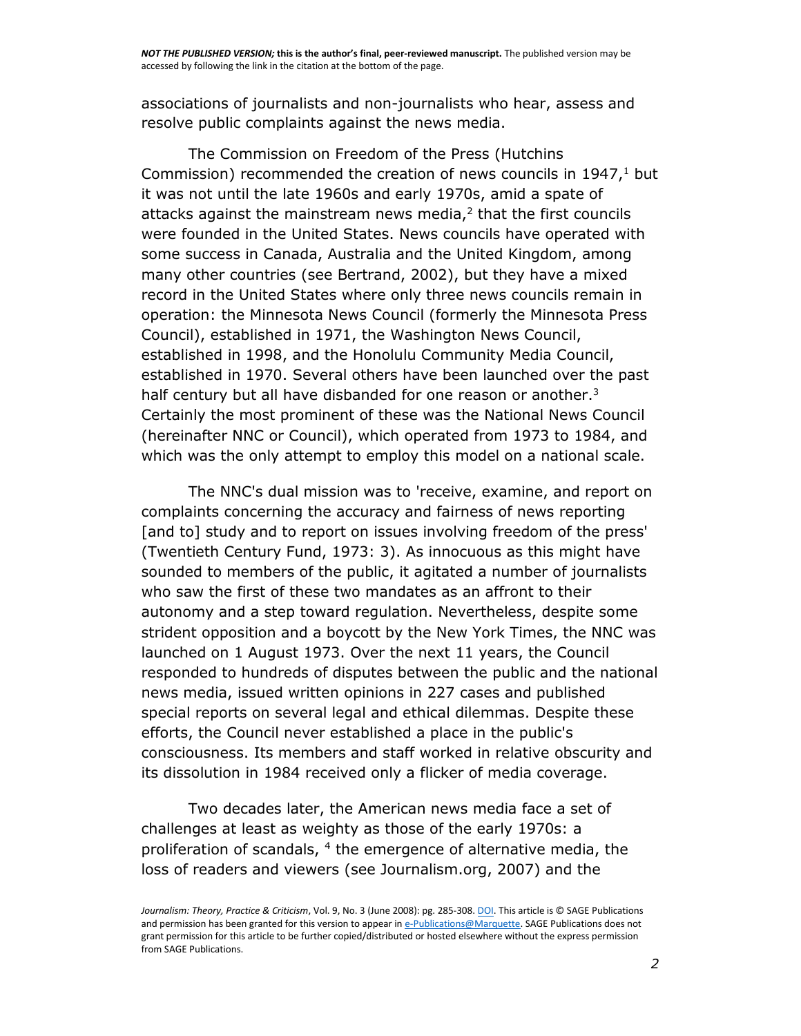associations of journalists and non-journalists who hear, assess and resolve public complaints against the news media.

The Commission on Freedom of the Press (Hutchins Commission) recommended the creation of news councils in 1947,[1] but it was not until the late 1960s and early 1970s, amid a spate of attacks against the mainstream news media,[2] that the first councils were founded in the United States. News councils have operated with some success in Canada, Australia and the United Kingdom, among many other countries (see Bertrand, 2002), but they have a mixed record in the United States where only three news councils remain in operation: the Minnesota News Council (formerly the Minnesota Press Council), established in 1971, the Washington News Council, established in 1998, and the Honolulu Community Media Council, established in 1970. Several others have been launched over the past half century but all have disbanded for one reason or another.[3] Certainly the most prominent of these was the National News Council (hereinafter NNC or Council), which operated from 1973 to 1984, and which was the only attempt to employ this model on a national scale.

The NNC's dual mission was to 'receive, examine, and report on complaints concerning the accuracy and fairness of news reporting [and to] study and to report on issues involving freedom of the press' (Twentieth Century Fund, 1973: 3). As innocuous as this might have sounded to members of the public, it agitated a number of journalists who saw the first of these two mandates as an affront to their autonomy and a step toward regulation. Nevertheless, despite some strident opposition and a boycott by the New York Times, the NNC was launched on 1 August 1973. Over the next 11 years, the Council responded to hundreds of disputes between the public and the national news media, issued written opinions in 227 cases and published special reports on several legal and ethical dilemmas. Despite these efforts, the Council never established a place in the public's consciousness. Its members and staff worked in relative obscurity and its dissolution in 1984 received only a flicker of media coverage.

Two decades later, the American news media face a set of challenges at least as weighty as those of the early 1970s: a proliferation of scandals, [4] the emergence of alternative media, the loss of readers and viewers (see Journalism.org, 2007) and the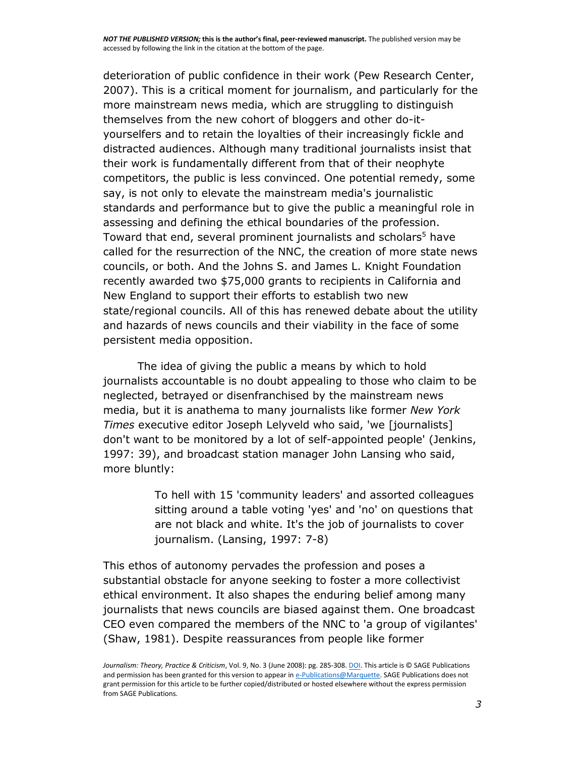deterioration of public confidence in their work (Pew Research Center, 2007). This is a critical moment for journalism, and particularly for the more mainstream news media, which are struggling to distinguish themselves from the new cohort of bloggers and other do-it-yourselfers and to retain the loyalties of their increasingly fickle and distracted audiences. Although many traditional journalists insist that their work is fundamentally different from that of their neophyte competitors, the public is less convinced. One potential remedy, some say, is not only to elevate the mainstream media's journalistic standards and performance but to give the public a meaningful role in assessing and defining the ethical boundaries of the profession. Toward that end, several prominent journalists and scholars[5] have called for the resurrection of the NNC, the creation of more state news councils, or both. And the Johns S. and James L. Knight Foundation recently awarded two $75,000 grants to recipients in California and New England to support their efforts to establish two new state/regional councils. All of this has renewed debate about the utility and hazards of news councils and their viability in the face of some persistent media opposition.

The idea of giving the public a means by which to hold journalists accountable is no doubt appealing to those who claim to be neglected, betrayed or disenfranchised by the mainstream news media, but it is anathema to many journalists like former *New York Times* executive editor Joseph Lelyveld who said, 'we [journalists] don't want to be monitored by a lot of self-appointed people' (Jenkins, 1997: 39), and broadcast station manager John Lansing who said, more bluntly:

> To hell with 15 'community leaders' and assorted colleagues sitting around a table voting 'yes' and 'no' on questions that are not black and white. It's the job of journalists to cover journalism. (Lansing, 1997: 7-8)

This ethos of autonomy pervades the profession and poses a substantial obstacle for anyone seeking to foster a more collectivist ethical environment. It also shapes the enduring belief among many journalists that news councils are biased against them. One broadcast CEO even compared the members of the NNC to 'a group of vigilantes' (Shaw, 1981). Despite reassurances from people like former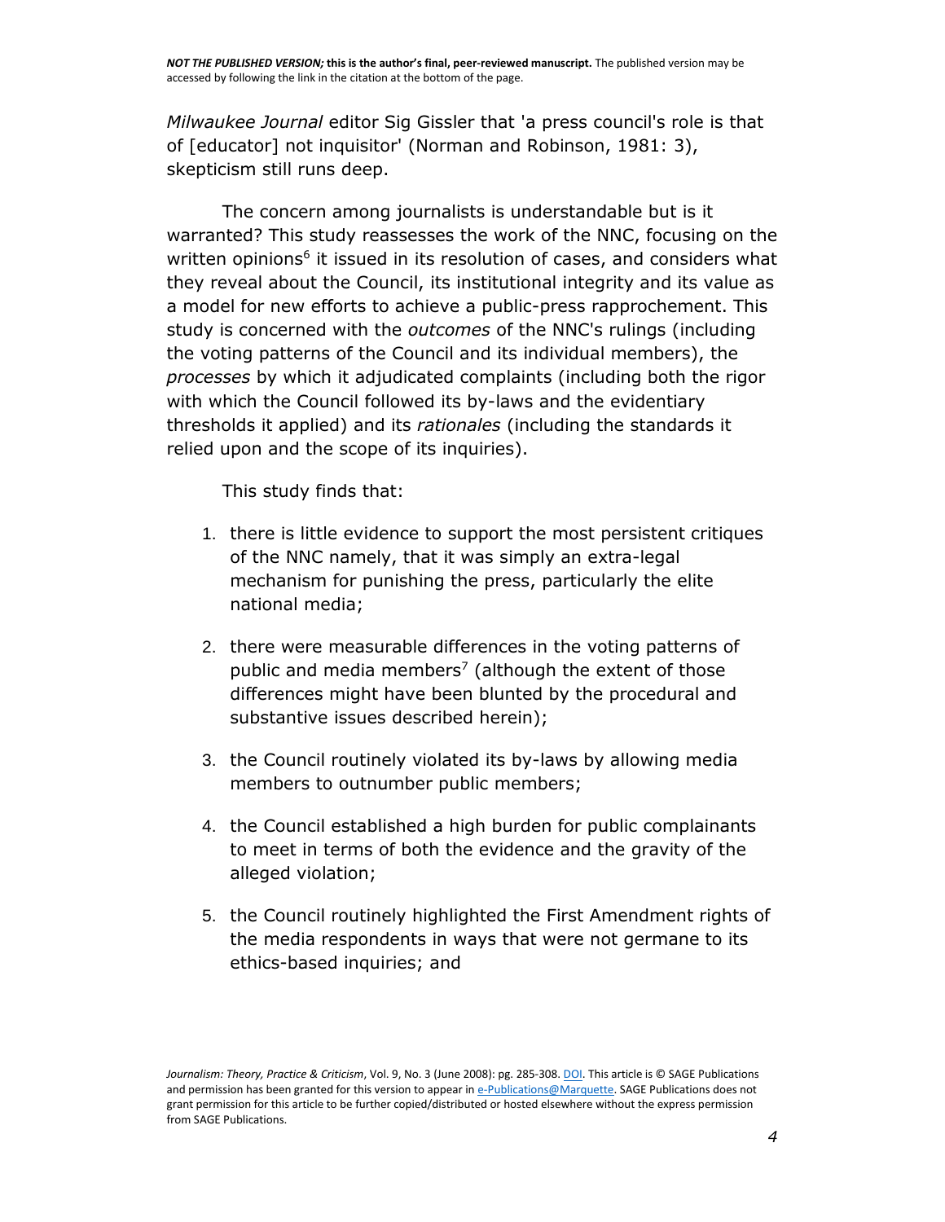*Milwaukee Journal* editor Sig Gissler that 'a press council's role is that of [educator] not inquisitor' (Norman and Robinson, 1981: 3), skepticism still runs deep.

The concern among journalists is understandable but is it warranted? This study reassesses the work of the NNC, focusing on the written opinions[6] it issued in its resolution of cases, and considers what they reveal about the Council, its institutional integrity and its value as a model for new efforts to achieve a public-press rapprochement. This study is concerned with the *outcomes* of the NNC's rulings (including the voting patterns of the Council and its individual members), the *processes* by which it adjudicated complaints (including both the rigor with which the Council followed its by-laws and the evidentiary thresholds it applied) and its *rationales* (including the standards it relied upon and the scope of its inquiries).

This study finds that:

1. there is little evidence to support the most persistent critiques of the NNC namely, that it was simply an extra-legal mechanism for punishing the press, particularly the elite national media;
2. there were measurable differences in the voting patterns of public and media members[7] (although the extent of those differences might have been blunted by the procedural and substantive issues described herein);
3. the Council routinely violated its by-laws by allowing media members to outnumber public members;
4. the Council established a high burden for public complainants to meet in terms of both the evidence and the gravity of the alleged violation;
5. the Council routinely highlighted the First Amendment rights of the media respondents in ways that were not germane to its ethics-based inquiries; and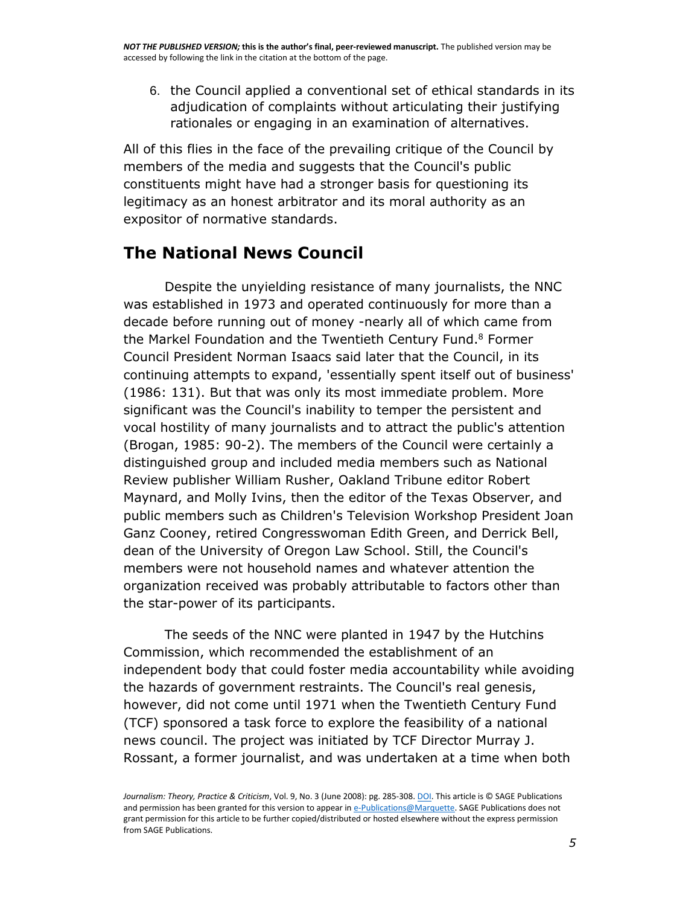6. the Council applied a conventional set of ethical standards in its adjudication of complaints without articulating their justifying rationales or engaging in an examination of alternatives.

All of this flies in the face of the prevailing critique of the Council by members of the media and suggests that the Council's public constituents might have had a stronger basis for questioning its legitimacy as an honest arbitrator and its moral authority as an expositor of normative standards.

## The National News Council

Despite the unyielding resistance of many journalists, the NNC was established in 1973 and operated continuously for more than a decade before running out of money -nearly all of which came from the Markel Foundation and the Twentieth Century Fund.[8] Former Council President Norman Isaacs said later that the Council, in its continuing attempts to expand, 'essentially spent itself out of business' (1986: 131). But that was only its most immediate problem. More significant was the Council's inability to temper the persistent and vocal hostility of many journalists and to attract the public's attention (Brogan, 1985: 90-2). The members of the Council were certainly a distinguished group and included media members such as National Review publisher William Rusher, Oakland Tribune editor Robert Maynard, and Molly Ivins, then the editor of the Texas Observer, and public members such as Children's Television Workshop President Joan Ganz Cooney, retired Congresswoman Edith Green, and Derrick Bell, dean of the University of Oregon Law School. Still, the Council's members were not household names and whatever attention the organization received was probably attributable to factors other than the star-power of its participants.

The seeds of the NNC were planted in 1947 by the Hutchins Commission, which recommended the establishment of an independent body that could foster media accountability while avoiding the hazards of government restraints. The Council's real genesis, however, did not come until 1971 when the Twentieth Century Fund (TCF) sponsored a task force to explore the feasibility of a national news council. The project was initiated by TCF Director Murray J. Rossant, a former journalist, and was undertaken at a time when both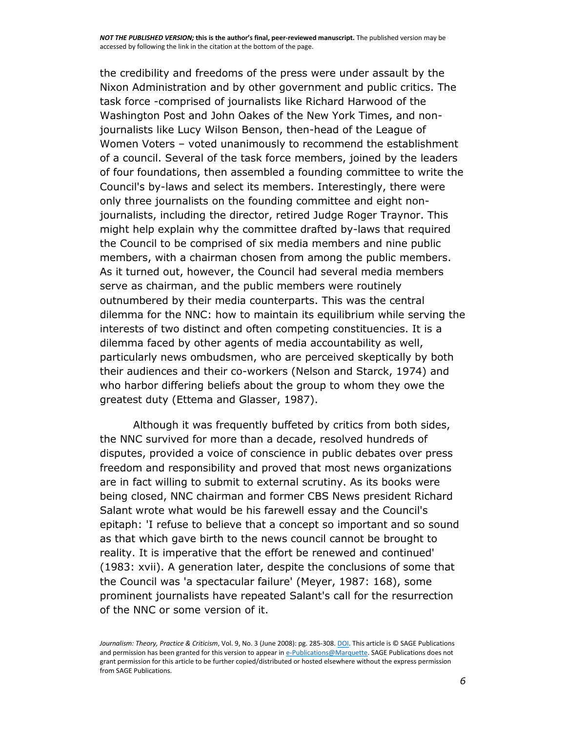the credibility and freedoms of the press were under assault by the Nixon Administration and by other government and public critics. The task force -comprised of journalists like Richard Harwood of the Washington Post and John Oakes of the New York Times, and non-journalists like Lucy Wilson Benson, then-head of the League of Women Voters – voted unanimously to recommend the establishment of a council. Several of the task force members, joined by the leaders of four foundations, then assembled a founding committee to write the Council's by-laws and select its members. Interestingly, there were only three journalists on the founding committee and eight non-journalists, including the director, retired Judge Roger Traynor. This might help explain why the committee drafted by-laws that required the Council to be comprised of six media members and nine public members, with a chairman chosen from among the public members. As it turned out, however, the Council had several media members serve as chairman, and the public members were routinely outnumbered by their media counterparts. This was the central dilemma for the NNC: how to maintain its equilibrium while serving the interests of two distinct and often competing constituencies. It is a dilemma faced by other agents of media accountability as well, particularly news ombudsmen, who are perceived skeptically by both their audiences and their co-workers (Nelson and Starck, 1974) and who harbor differing beliefs about the group to whom they owe the greatest duty (Ettema and Glasser, 1987).

Although it was frequently buffeted by critics from both sides, the NNC survived for more than a decade, resolved hundreds of disputes, provided a voice of conscience in public debates over press freedom and responsibility and proved that most news organizations are in fact willing to submit to external scrutiny. As its books were being closed, NNC chairman and former CBS News president Richard Salant wrote what would be his farewell essay and the Council's epitaph: 'I refuse to believe that a concept so important and so sound as that which gave birth to the news council cannot be brought to reality. It is imperative that the effort be renewed and continued' (1983: xvii). A generation later, despite the conclusions of some that the Council was 'a spectacular failure' (Meyer, 1987: 168), some prominent journalists have repeated Salant's call for the resurrection of the NNC or some version of it.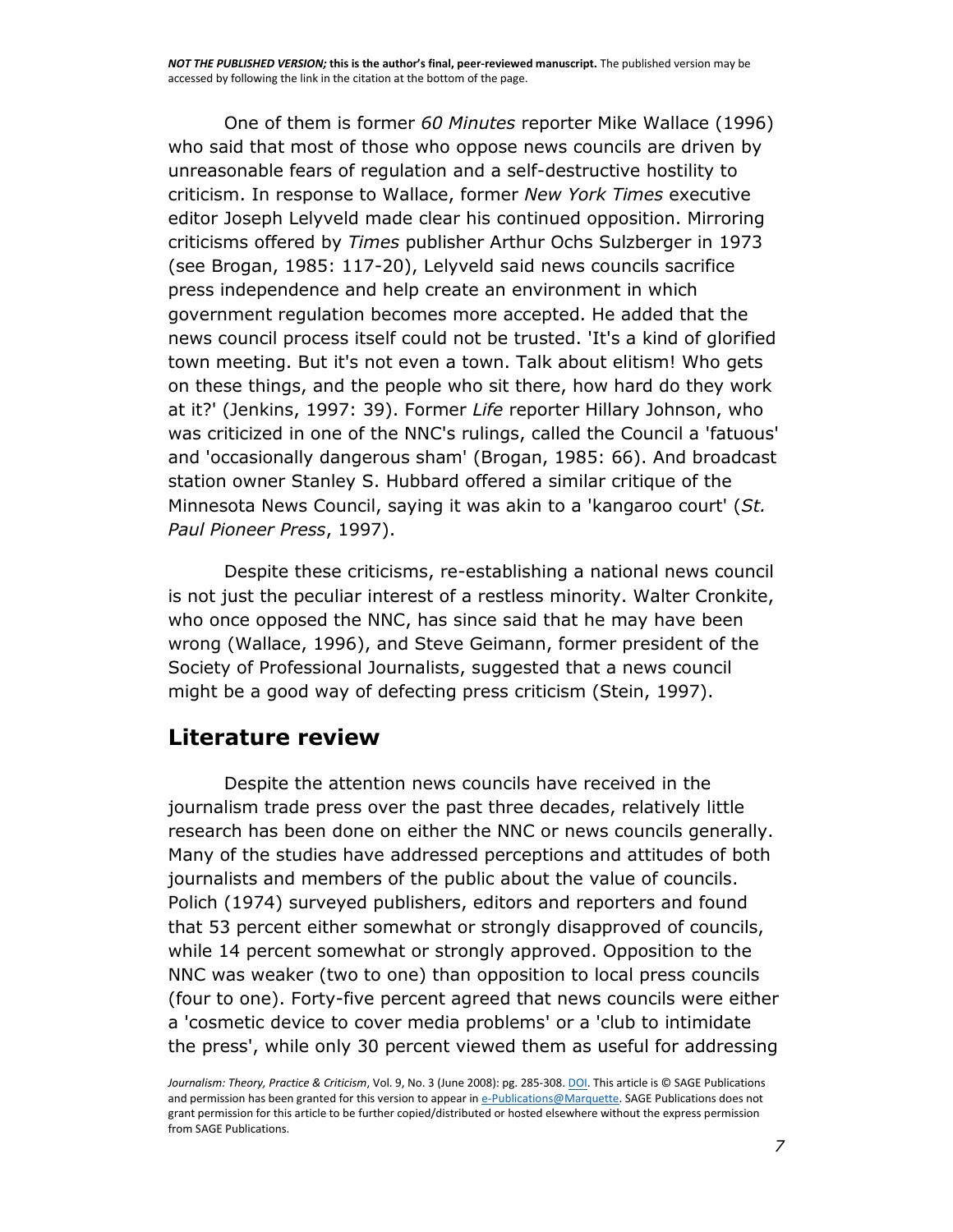One of them is former *60 Minutes* reporter Mike Wallace (1996) who said that most of those who oppose news councils are driven by unreasonable fears of regulation and a self-destructive hostility to criticism. In response to Wallace, former *New York Times* executive editor Joseph Lelyveld made clear his continued opposition. Mirroring criticisms offered by *Times* publisher Arthur Ochs Sulzberger in 1973 (see Brogan, 1985: 117-20), Lelyveld said news councils sacrifice press independence and help create an environment in which government regulation becomes more accepted. He added that the news council process itself could not be trusted. 'It's a kind of glorified town meeting. But it's not even a town. Talk about elitism! Who gets on these things, and the people who sit there, how hard do they work at it?' (Jenkins, 1997: 39). Former *Life* reporter Hillary Johnson, who was criticized in one of the NNC's rulings, called the Council a 'fatuous' and 'occasionally dangerous sham' (Brogan, 1985: 66). And broadcast station owner Stanley S. Hubbard offered a similar critique of the Minnesota News Council, saying it was akin to a 'kangaroo court' (*St. Paul Pioneer Press*, 1997).

Despite these criticisms, re-establishing a national news council is not just the peculiar interest of a restless minority. Walter Cronkite, who once opposed the NNC, has since said that he may have been wrong (Wallace, 1996), and Steve Geimann, former president of the Society of Professional Journalists, suggested that a news council might be a good way of defecting press criticism (Stein, 1997).

## Literature review

Despite the attention news councils have received in the journalism trade press over the past three decades, relatively little research has been done on either the NNC or news councils generally. Many of the studies have addressed perceptions and attitudes of both journalists and members of the public about the value of councils. Polich (1974) surveyed publishers, editors and reporters and found that 53 percent either somewhat or strongly disapproved of councils, while 14 percent somewhat or strongly approved. Opposition to the NNC was weaker (two to one) than opposition to local press councils (four to one). Forty-five percent agreed that news councils were either a 'cosmetic device to cover media problems' or a 'club to intimidate the press', while only 30 percent viewed them as useful for addressing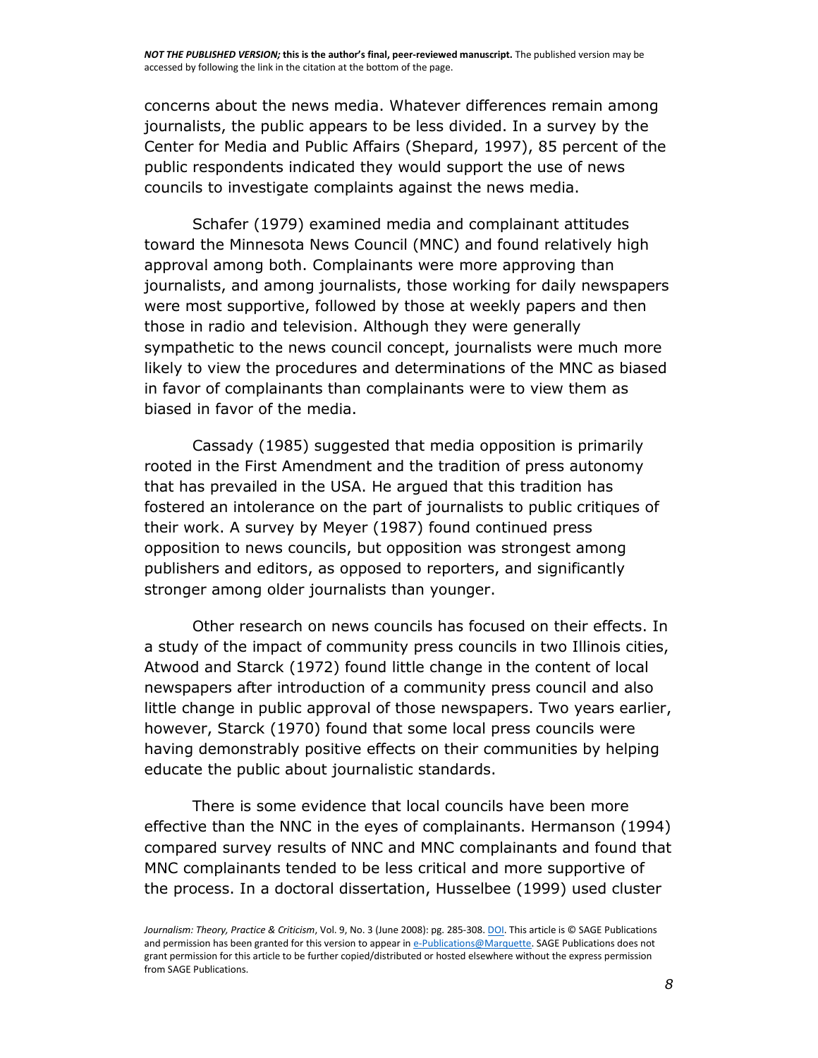concerns about the news media. Whatever differences remain among journalists, the public appears to be less divided. In a survey by the Center for Media and Public Affairs (Shepard, 1997), 85 percent of the public respondents indicated they would support the use of news councils to investigate complaints against the news media.

Schafer (1979) examined media and complainant attitudes toward the Minnesota News Council (MNC) and found relatively high approval among both. Complainants were more approving than journalists, and among journalists, those working for daily newspapers were most supportive, followed by those at weekly papers and then those in radio and television. Although they were generally sympathetic to the news council concept, journalists were much more likely to view the procedures and determinations of the MNC as biased in favor of complainants than complainants were to view them as biased in favor of the media.

Cassady (1985) suggested that media opposition is primarily rooted in the First Amendment and the tradition of press autonomy that has prevailed in the USA. He argued that this tradition has fostered an intolerance on the part of journalists to public critiques of their work. A survey by Meyer (1987) found continued press opposition to news councils, but opposition was strongest among publishers and editors, as opposed to reporters, and significantly stronger among older journalists than younger.

Other research on news councils has focused on their effects. In a study of the impact of community press councils in two Illinois cities, Atwood and Starck (1972) found little change in the content of local newspapers after introduction of a community press council and also little change in public approval of those newspapers. Two years earlier, however, Starck (1970) found that some local press councils were having demonstrably positive effects on their communities by helping educate the public about journalistic standards.

There is some evidence that local councils have been more effective than the NNC in the eyes of complainants. Hermanson (1994) compared survey results of NNC and MNC complainants and found that MNC complainants tended to be less critical and more supportive of the process. In a doctoral dissertation, Husselbee (1999) used cluster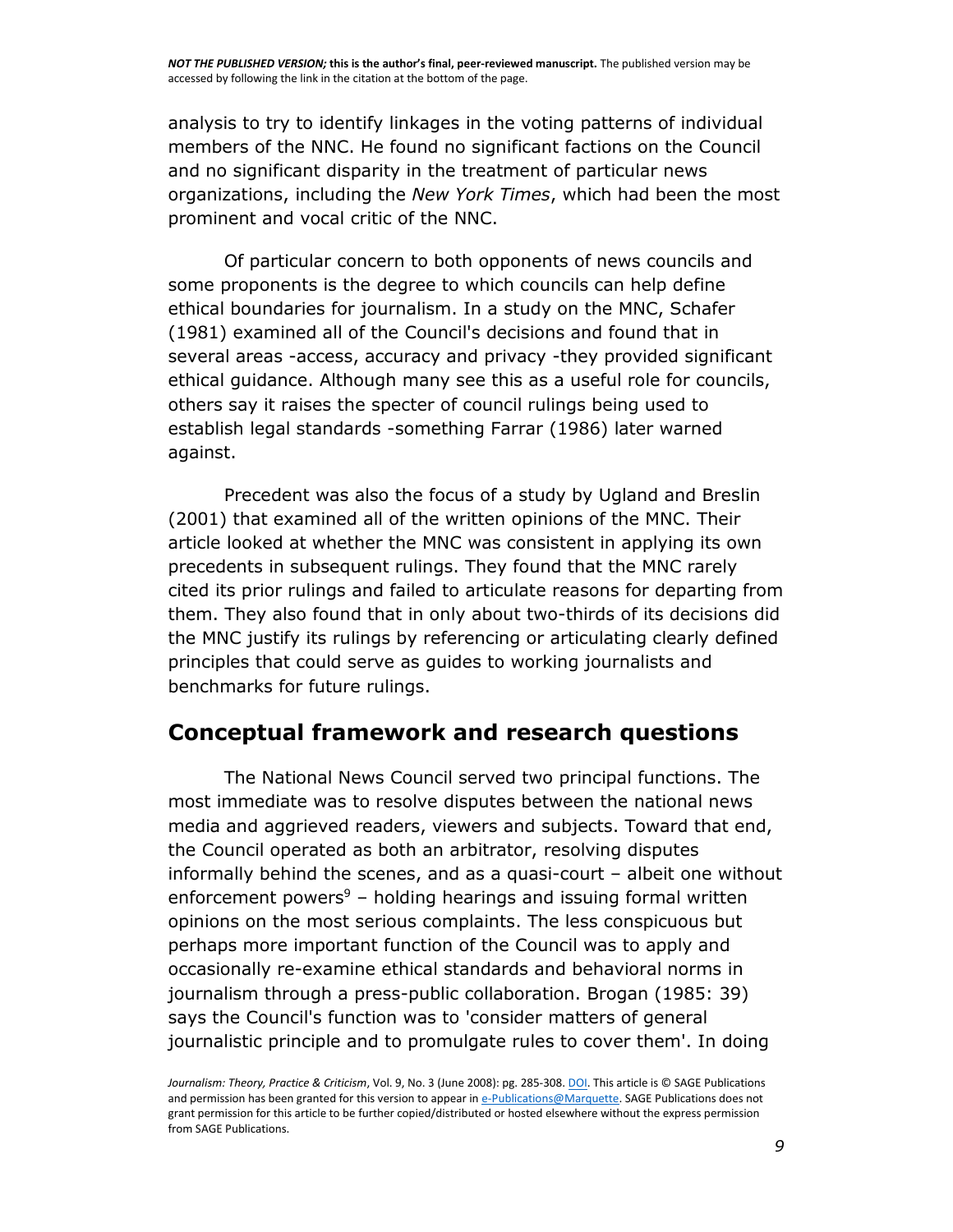analysis to try to identify linkages in the voting patterns of individual members of the NNC. He found no significant factions on the Council and no significant disparity in the treatment of particular news organizations, including the *New York Times*, which had been the most prominent and vocal critic of the NNC.

Of particular concern to both opponents of news councils and some proponents is the degree to which councils can help define ethical boundaries for journalism. In a study on the MNC, Schafer (1981) examined all of the Council's decisions and found that in several areas -access, accuracy and privacy -they provided significant ethical guidance. Although many see this as a useful role for councils, others say it raises the specter of council rulings being used to establish legal standards -something Farrar (1986) later warned against.

Precedent was also the focus of a study by Ugland and Breslin (2001) that examined all of the written opinions of the MNC. Their article looked at whether the MNC was consistent in applying its own precedents in subsequent rulings. They found that the MNC rarely cited its prior rulings and failed to articulate reasons for departing from them. They also found that in only about two-thirds of its decisions did the MNC justify its rulings by referencing or articulating clearly defined principles that could serve as guides to working journalists and benchmarks for future rulings.

## Conceptual framework and research questions

The National News Council served two principal functions. The most immediate was to resolve disputes between the national news media and aggrieved readers, viewers and subjects. Toward that end, the Council operated as both an arbitrator, resolving disputes informally behind the scenes, and as a quasi-court – albeit one without enforcement powers[9] – holding hearings and issuing formal written opinions on the most serious complaints. The less conspicuous but perhaps more important function of the Council was to apply and occasionally re-examine ethical standards and behavioral norms in journalism through a press-public collaboration. Brogan (1985: 39) says the Council's function was to 'consider matters of general journalistic principle and to promulgate rules to cover them'. In doing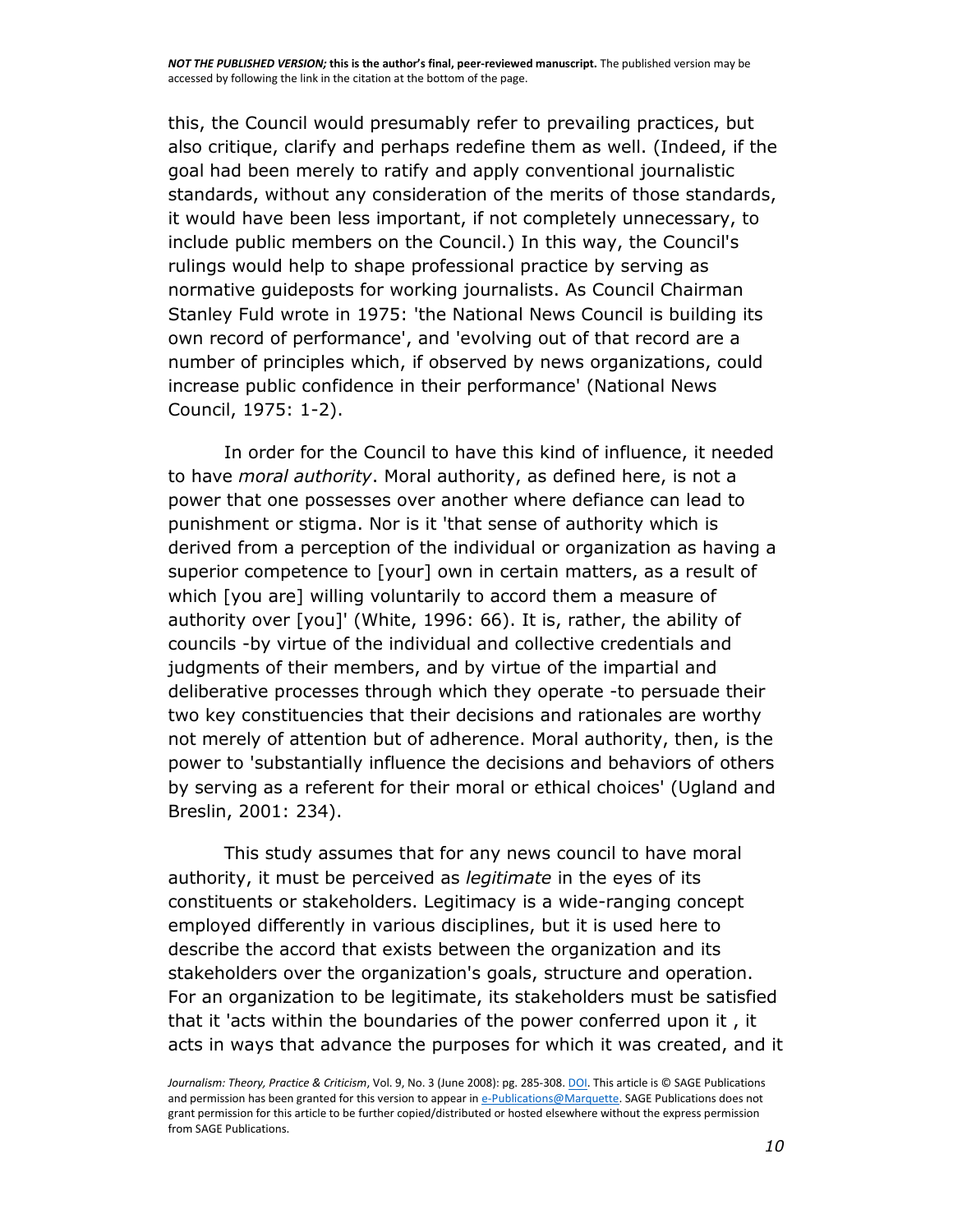this, the Council would presumably refer to prevailing practices, but also critique, clarify and perhaps redefine them as well. (Indeed, if the goal had been merely to ratify and apply conventional journalistic standards, without any consideration of the merits of those standards, it would have been less important, if not completely unnecessary, to include public members on the Council.) In this way, the Council's rulings would help to shape professional practice by serving as normative guideposts for working journalists. As Council Chairman Stanley Fuld wrote in 1975: 'the National News Council is building its own record of performance', and 'evolving out of that record are a number of principles which, if observed by news organizations, could increase public confidence in their performance' (National News Council, 1975: 1-2).

In order for the Council to have this kind of influence, it needed to have *moral authority*. Moral authority, as defined here, is not a power that one possesses over another where defiance can lead to punishment or stigma. Nor is it 'that sense of authority which is derived from a perception of the individual or organization as having a superior competence to [your] own in certain matters, as a result of which [you are] willing voluntarily to accord them a measure of authority over [you]' (White, 1996: 66). It is, rather, the ability of councils -by virtue of the individual and collective credentials and judgments of their members, and by virtue of the impartial and deliberative processes through which they operate -to persuade their two key constituencies that their decisions and rationales are worthy not merely of attention but of adherence. Moral authority, then, is the power to 'substantially influence the decisions and behaviors of others by serving as a referent for their moral or ethical choices' (Ugland and Breslin, 2001: 234).

This study assumes that for any news council to have moral authority, it must be perceived as *legitimate* in the eyes of its constituents or stakeholders. Legitimacy is a wide-ranging concept employed differently in various disciplines, but it is used here to describe the accord that exists between the organization and its stakeholders over the organization's goals, structure and operation. For an organization to be legitimate, its stakeholders must be satisfied that it 'acts within the boundaries of the power conferred upon it , it acts in ways that advance the purposes for which it was created, and it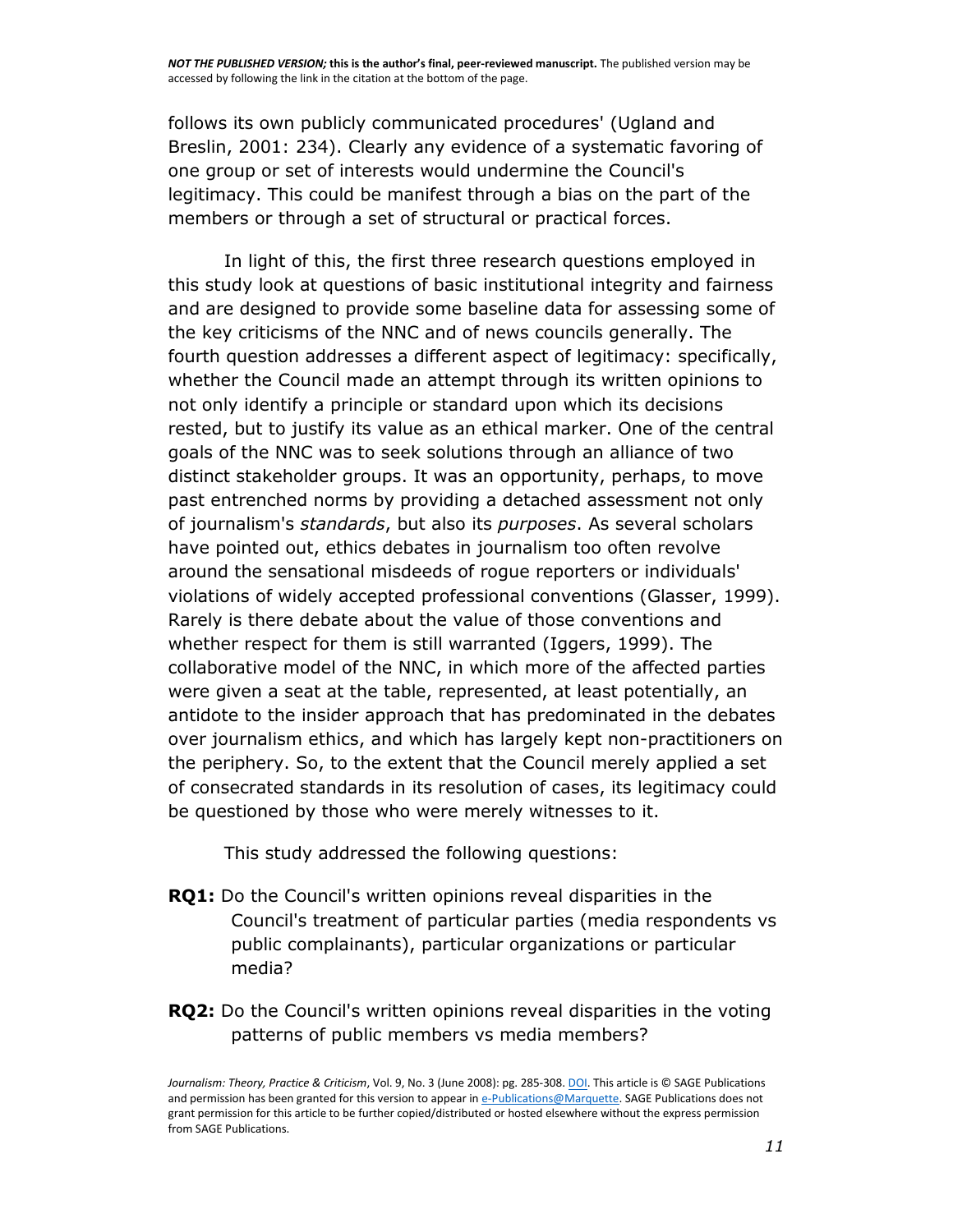follows its own publicly communicated procedures' (Ugland and Breslin, 2001: 234). Clearly any evidence of a systematic favoring of one group or set of interests would undermine the Council's legitimacy. This could be manifest through a bias on the part of the members or through a set of structural or practical forces.

In light of this, the first three research questions employed in this study look at questions of basic institutional integrity and fairness and are designed to provide some baseline data for assessing some of the key criticisms of the NNC and of news councils generally. The fourth question addresses a different aspect of legitimacy: specifically, whether the Council made an attempt through its written opinions to not only identify a principle or standard upon which its decisions rested, but to justify its value as an ethical marker. One of the central goals of the NNC was to seek solutions through an alliance of two distinct stakeholder groups. It was an opportunity, perhaps, to move past entrenched norms by providing a detached assessment not only of journalism's *standards*, but also its *purposes*. As several scholars have pointed out, ethics debates in journalism too often revolve around the sensational misdeeds of rogue reporters or individuals' violations of widely accepted professional conventions (Glasser, 1999). Rarely is there debate about the value of those conventions and whether respect for them is still warranted (Iggers, 1999). The collaborative model of the NNC, in which more of the affected parties were given a seat at the table, represented, at least potentially, an antidote to the insider approach that has predominated in the debates over journalism ethics, and which has largely kept non-practitioners on the periphery. So, to the extent that the Council merely applied a set of consecrated standards in its resolution of cases, its legitimacy could be questioned by those who were merely witnesses to it.

This study addressed the following questions:

**RQ1:** Do the Council's written opinions reveal disparities in the Council's treatment of particular parties (media respondents vs public complainants), particular organizations or particular media?

**RQ2:** Do the Council's written opinions reveal disparities in the voting patterns of public members vs media members?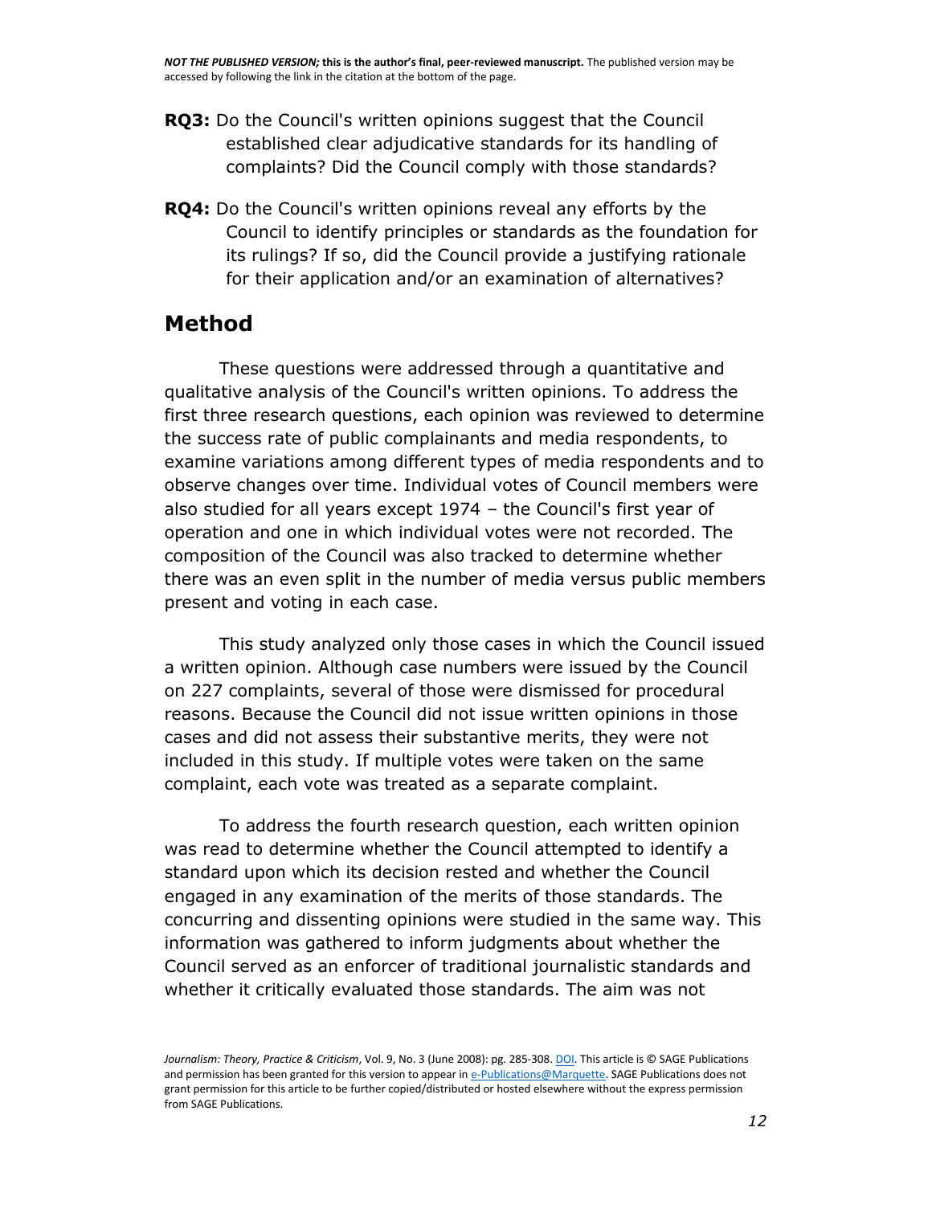**RQ3:** Do the Council's written opinions suggest that the Council established clear adjudicative standards for its handling of complaints? Did the Council comply with those standards?

**RQ4:** Do the Council's written opinions reveal any efforts by the Council to identify principles or standards as the foundation for its rulings? If so, did the Council provide a justifying rationale for their application and/or an examination of alternatives?

## Method

These questions were addressed through a quantitative and qualitative analysis of the Council's written opinions. To address the first three research questions, each opinion was reviewed to determine the success rate of public complainants and media respondents, to examine variations among different types of media respondents and to observe changes over time. Individual votes of Council members were also studied for all years except 1974 – the Council's first year of operation and one in which individual votes were not recorded. The composition of the Council was also tracked to determine whether there was an even split in the number of media versus public members present and voting in each case.

This study analyzed only those cases in which the Council issued a written opinion. Although case numbers were issued by the Council on 227 complaints, several of those were dismissed for procedural reasons. Because the Council did not issue written opinions in those cases and did not assess their substantive merits, they were not included in this study. If multiple votes were taken on the same complaint, each vote was treated as a separate complaint.

To address the fourth research question, each written opinion was read to determine whether the Council attempted to identify a standard upon which its decision rested and whether the Council engaged in any examination of the merits of those standards. The concurring and dissenting opinions were studied in the same way. This information was gathered to inform judgments about whether the Council served as an enforcer of traditional journalistic standards and whether it critically evaluated those standards. The aim was not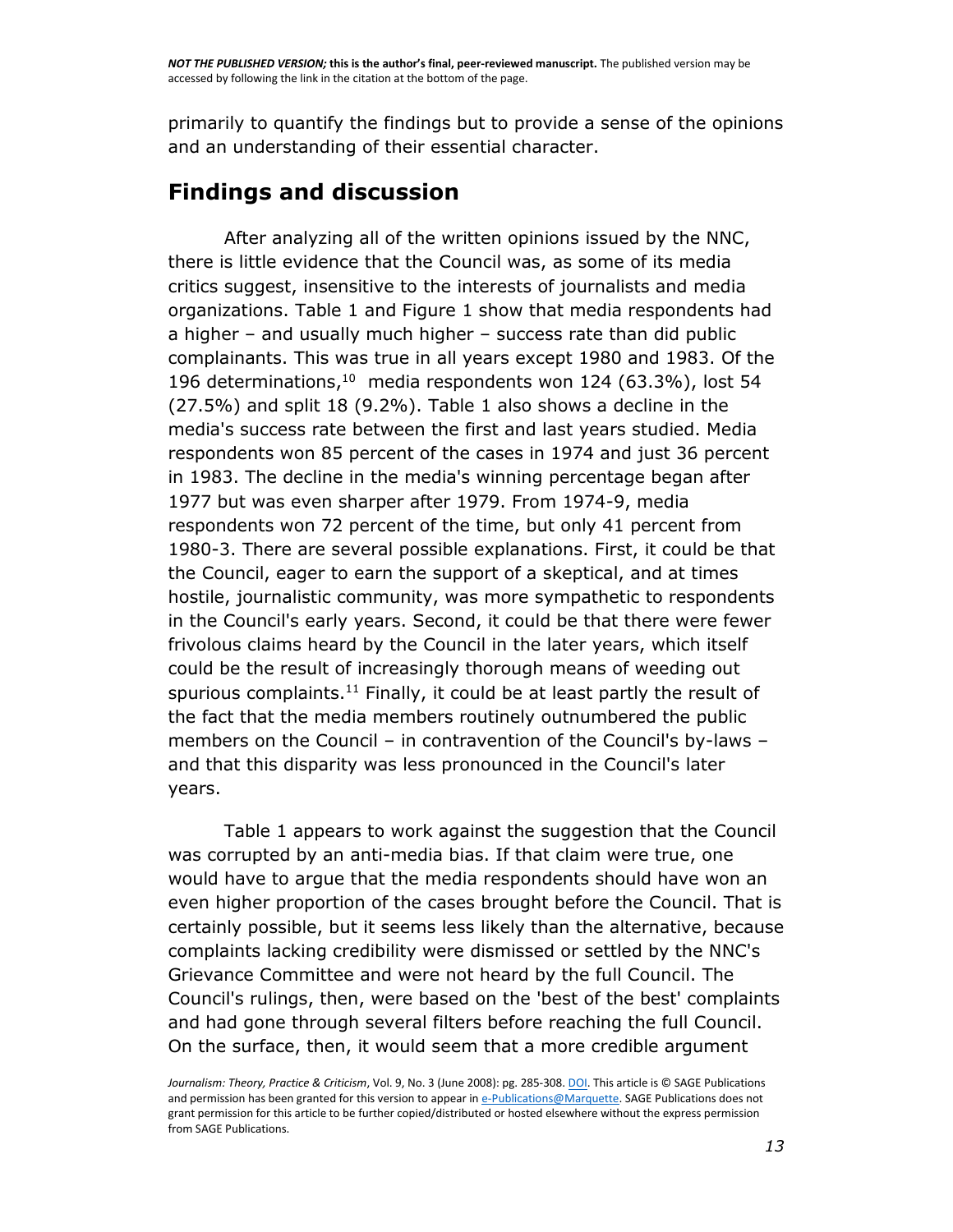primarily to quantify the findings but to provide a sense of the opinions and an understanding of their essential character.

## Findings and discussion

After analyzing all of the written opinions issued by the NNC, there is little evidence that the Council was, as some of its media critics suggest, insensitive to the interests of journalists and media organizations. Table 1 and Figure 1 show that media respondents had a higher – and usually much higher – success rate than did public complainants. This was true in all years except 1980 and 1983. Of the 196 determinations,[10] media respondents won 124 (63.3%), lost 54 (27.5%) and split 18 (9.2%). Table 1 also shows a decline in the media's success rate between the first and last years studied. Media respondents won 85 percent of the cases in 1974 and just 36 percent in 1983. The decline in the media's winning percentage began after 1977 but was even sharper after 1979. From 1974-9, media respondents won 72 percent of the time, but only 41 percent from 1980-3. There are several possible explanations. First, it could be that the Council, eager to earn the support of a skeptical, and at times hostile, journalistic community, was more sympathetic to respondents in the Council's early years. Second, it could be that there were fewer frivolous claims heard by the Council in the later years, which itself could be the result of increasingly thorough means of weeding out spurious complaints.[11] Finally, it could be at least partly the result of the fact that the media members routinely outnumbered the public members on the Council – in contravention of the Council's by-laws – and that this disparity was less pronounced in the Council's later years.

Table 1 appears to work against the suggestion that the Council was corrupted by an anti-media bias. If that claim were true, one would have to argue that the media respondents should have won an even higher proportion of the cases brought before the Council. That is certainly possible, but it seems less likely than the alternative, because complaints lacking credibility were dismissed or settled by the NNC's Grievance Committee and were not heard by the full Council. The Council's rulings, then, were based on the 'best of the best' complaints and had gone through several filters before reaching the full Council. On the surface, then, it would seem that a more credible argument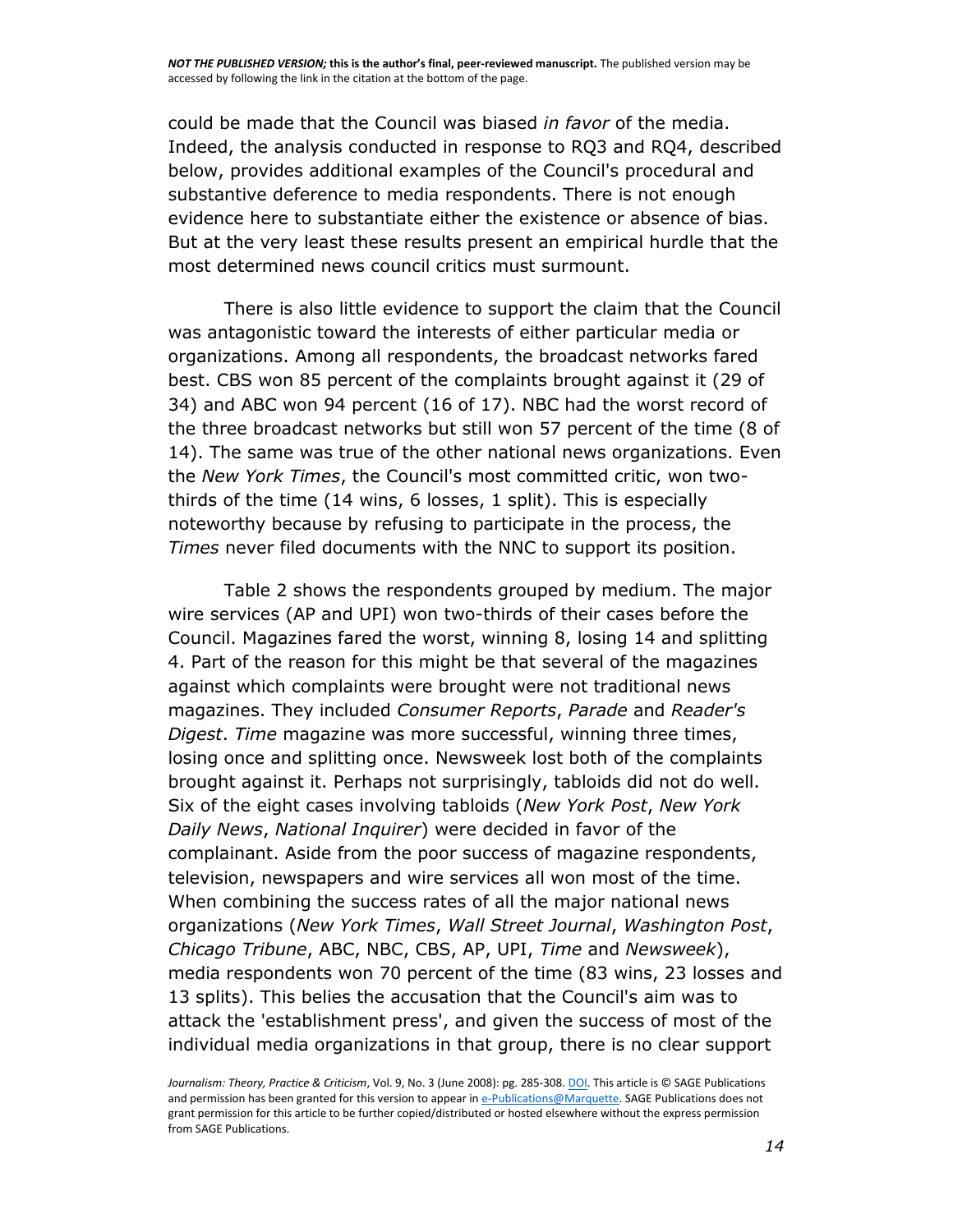could be made that the Council was biased *in favor* of the media. Indeed, the analysis conducted in response to RQ3 and RQ4, described below, provides additional examples of the Council's procedural and substantive deference to media respondents. There is not enough evidence here to substantiate either the existence or absence of bias. But at the very least these results present an empirical hurdle that the most determined news council critics must surmount.

There is also little evidence to support the claim that the Council was antagonistic toward the interests of either particular media or organizations. Among all respondents, the broadcast networks fared best. CBS won 85 percent of the complaints brought against it (29 of 34) and ABC won 94 percent (16 of 17). NBC had the worst record of the three broadcast networks but still won 57 percent of the time (8 of 14). The same was true of the other national news organizations. Even the *New York Times*, the Council's most committed critic, won two-thirds of the time (14 wins, 6 losses, 1 split). This is especially noteworthy because by refusing to participate in the process, the *Times* never filed documents with the NNC to support its position.

Table 2 shows the respondents grouped by medium. The major wire services (AP and UPI) won two-thirds of their cases before the Council. Magazines fared the worst, winning 8, losing 14 and splitting 4. Part of the reason for this might be that several of the magazines against which complaints were brought were not traditional news magazines. They included *Consumer Reports*, *Parade* and *Reader's Digest*. *Time* magazine was more successful, winning three times, losing once and splitting once. Newsweek lost both of the complaints brought against it. Perhaps not surprisingly, tabloids did not do well. Six of the eight cases involving tabloids (*New York Post*, *New York Daily News*, *National Inquirer*) were decided in favor of the complainant. Aside from the poor success of magazine respondents, television, newspapers and wire services all won most of the time. When combining the success rates of all the major national news organizations (*New York Times*, *Wall Street Journal*, *Washington Post*, *Chicago Tribune*, ABC, NBC, CBS, AP, UPI, *Time* and *Newsweek*), media respondents won 70 percent of the time (83 wins, 23 losses and 13 splits). This belies the accusation that the Council's aim was to attack the 'establishment press', and given the success of most of the individual media organizations in that group, there is no clear support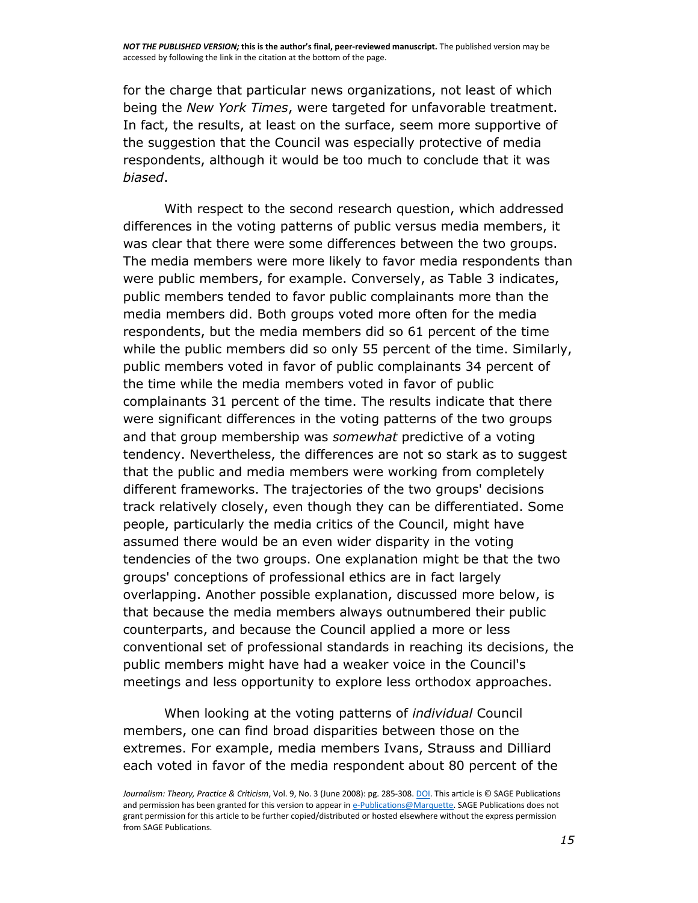for the charge that particular news organizations, not least of which being the *New York Times*, were targeted for unfavorable treatment. In fact, the results, at least on the surface, seem more supportive of the suggestion that the Council was especially protective of media respondents, although it would be too much to conclude that it was *biased*.

With respect to the second research question, which addressed differences in the voting patterns of public versus media members, it was clear that there were some differences between the two groups. The media members were more likely to favor media respondents than were public members, for example. Conversely, as Table 3 indicates, public members tended to favor public complainants more than the media members did. Both groups voted more often for the media respondents, but the media members did so 61 percent of the time while the public members did so only 55 percent of the time. Similarly, public members voted in favor of public complainants 34 percent of the time while the media members voted in favor of public complainants 31 percent of the time. The results indicate that there were significant differences in the voting patterns of the two groups and that group membership was *somewhat* predictive of a voting tendency. Nevertheless, the differences are not so stark as to suggest that the public and media members were working from completely different frameworks. The trajectories of the two groups' decisions track relatively closely, even though they can be differentiated. Some people, particularly the media critics of the Council, might have assumed there would be an even wider disparity in the voting tendencies of the two groups. One explanation might be that the two groups' conceptions of professional ethics are in fact largely overlapping. Another possible explanation, discussed more below, is that because the media members always outnumbered their public counterparts, and because the Council applied a more or less conventional set of professional standards in reaching its decisions, the public members might have had a weaker voice in the Council's meetings and less opportunity to explore less orthodox approaches.

When looking at the voting patterns of *individual* Council members, one can find broad disparities between those on the extremes. For example, media members Ivans, Strauss and Dilliard each voted in favor of the media respondent about 80 percent of the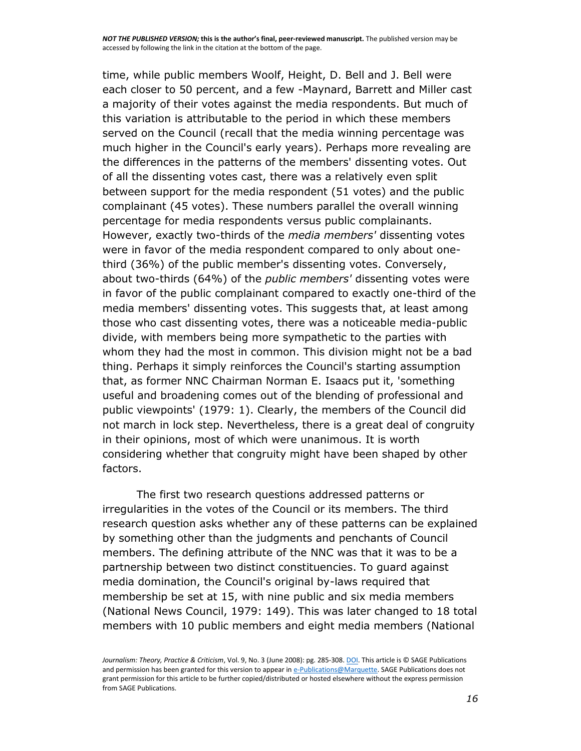time, while public members Woolf, Height, D. Bell and J. Bell were each closer to 50 percent, and a few -Maynard, Barrett and Miller cast a majority of their votes against the media respondents. But much of this variation is attributable to the period in which these members served on the Council (recall that the media winning percentage was much higher in the Council's early years). Perhaps more revealing are the differences in the patterns of the members' dissenting votes. Out of all the dissenting votes cast, there was a relatively even split between support for the media respondent (51 votes) and the public complainant (45 votes). These numbers parallel the overall winning percentage for media respondents versus public complainants. However, exactly two-thirds of the *media members'* dissenting votes were in favor of the media respondent compared to only about one-third (36%) of the public member's dissenting votes. Conversely, about two-thirds (64%) of the *public members'* dissenting votes were in favor of the public complainant compared to exactly one-third of the media members' dissenting votes. This suggests that, at least among those who cast dissenting votes, there was a noticeable media-public divide, with members being more sympathetic to the parties with whom they had the most in common. This division might not be a bad thing. Perhaps it simply reinforces the Council's starting assumption that, as former NNC Chairman Norman E. Isaacs put it, 'something useful and broadening comes out of the blending of professional and public viewpoints' (1979: 1). Clearly, the members of the Council did not march in lock step. Nevertheless, there is a great deal of congruity in their opinions, most of which were unanimous. It is worth considering whether that congruity might have been shaped by other factors.

The first two research questions addressed patterns or irregularities in the votes of the Council or its members. The third research question asks whether any of these patterns can be explained by something other than the judgments and penchants of Council members. The defining attribute of the NNC was that it was to be a partnership between two distinct constituencies. To guard against media domination, the Council's original by-laws required that membership be set at 15, with nine public and six media members (National News Council, 1979: 149). This was later changed to 18 total members with 10 public members and eight media members (National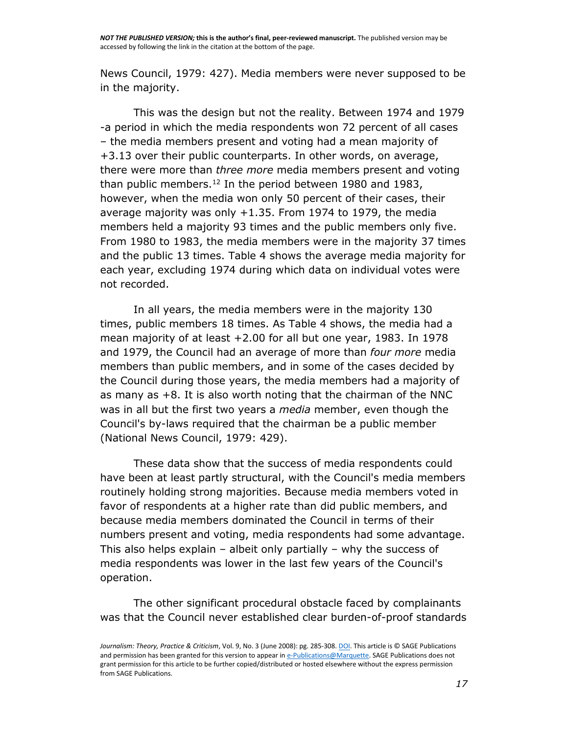News Council, 1979: 427). Media members were never supposed to be in the majority.

This was the design but not the reality. Between 1974 and 1979 -a period in which the media respondents won 72 percent of all cases – the media members present and voting had a mean majority of +3.13 over their public counterparts. In other words, on average, there were more than *three more* media members present and voting than public members.[12] In the period between 1980 and 1983, however, when the media won only 50 percent of their cases, their average majority was only +1.35. From 1974 to 1979, the media members held a majority 93 times and the public members only five. From 1980 to 1983, the media members were in the majority 37 times and the public 13 times. Table 4 shows the average media majority for each year, excluding 1974 during which data on individual votes were not recorded.

In all years, the media members were in the majority 130 times, public members 18 times. As Table 4 shows, the media had a mean majority of at least +2.00 for all but one year, 1983. In 1978 and 1979, the Council had an average of more than *four more* media members than public members, and in some of the cases decided by the Council during those years, the media members had a majority of as many as +8. It is also worth noting that the chairman of the NNC was in all but the first two years a *media* member, even though the Council's by-laws required that the chairman be a public member (National News Council, 1979: 429).

These data show that the success of media respondents could have been at least partly structural, with the Council's media members routinely holding strong majorities. Because media members voted in favor of respondents at a higher rate than did public members, and because media members dominated the Council in terms of their numbers present and voting, media respondents had some advantage. This also helps explain – albeit only partially – why the success of media respondents was lower in the last few years of the Council's operation.

The other significant procedural obstacle faced by complainants was that the Council never established clear burden-of-proof standards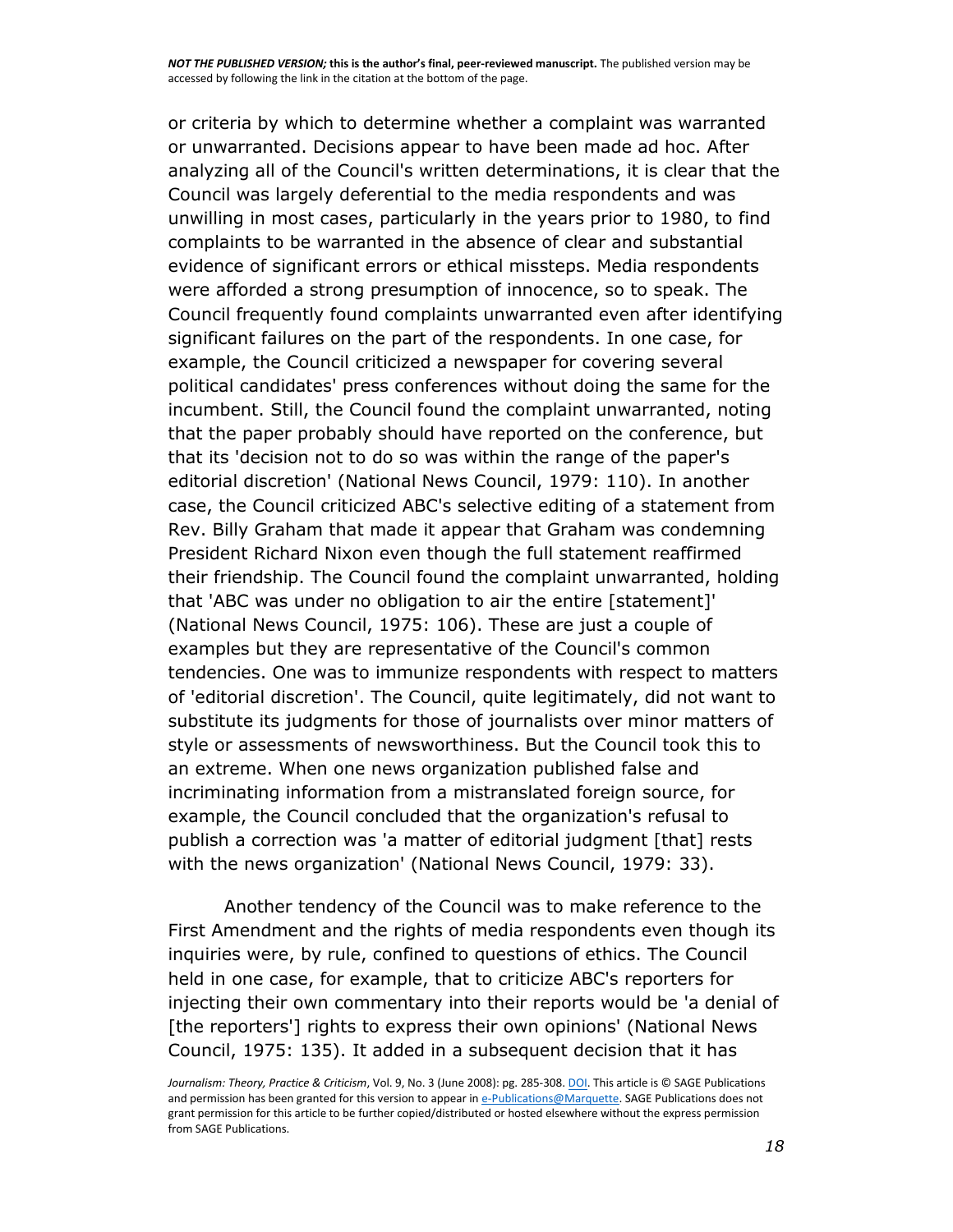or criteria by which to determine whether a complaint was warranted or unwarranted. Decisions appear to have been made ad hoc. After analyzing all of the Council's written determinations, it is clear that the Council was largely deferential to the media respondents and was unwilling in most cases, particularly in the years prior to 1980, to find complaints to be warranted in the absence of clear and substantial evidence of significant errors or ethical missteps. Media respondents were afforded a strong presumption of innocence, so to speak. The Council frequently found complaints unwarranted even after identifying significant failures on the part of the respondents. In one case, for example, the Council criticized a newspaper for covering several political candidates' press conferences without doing the same for the incumbent. Still, the Council found the complaint unwarranted, noting that the paper probably should have reported on the conference, but that its 'decision not to do so was within the range of the paper's editorial discretion' (National News Council, 1979: 110). In another case, the Council criticized ABC's selective editing of a statement from Rev. Billy Graham that made it appear that Graham was condemning President Richard Nixon even though the full statement reaffirmed their friendship. The Council found the complaint unwarranted, holding that 'ABC was under no obligation to air the entire [statement]' (National News Council, 1975: 106). These are just a couple of examples but they are representative of the Council's common tendencies. One was to immunize respondents with respect to matters of 'editorial discretion'. The Council, quite legitimately, did not want to substitute its judgments for those of journalists over minor matters of style or assessments of newsworthiness. But the Council took this to an extreme. When one news organization published false and incriminating information from a mistranslated foreign source, for example, the Council concluded that the organization's refusal to publish a correction was 'a matter of editorial judgment [that] rests with the news organization' (National News Council, 1979: 33).

Another tendency of the Council was to make reference to the First Amendment and the rights of media respondents even though its inquiries were, by rule, confined to questions of ethics. The Council held in one case, for example, that to criticize ABC's reporters for injecting their own commentary into their reports would be 'a denial of [the reporters'] rights to express their own opinions' (National News Council, 1975: 135). It added in a subsequent decision that it has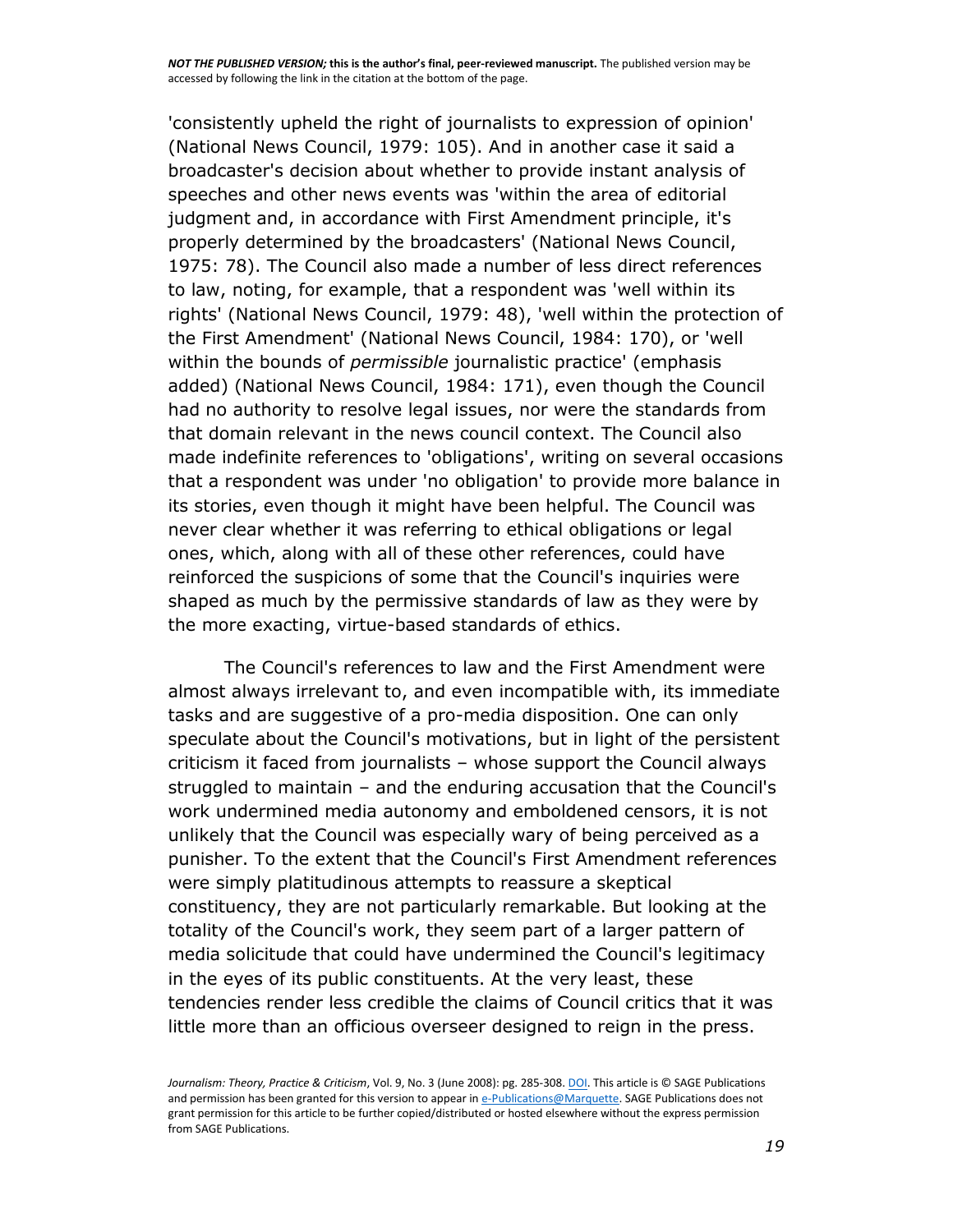'consistently upheld the right of journalists to expression of opinion' (National News Council, 1979: 105). And in another case it said a broadcaster's decision about whether to provide instant analysis of speeches and other news events was 'within the area of editorial judgment and, in accordance with First Amendment principle, it's properly determined by the broadcasters' (National News Council, 1975: 78). The Council also made a number of less direct references to law, noting, for example, that a respondent was 'well within its rights' (National News Council, 1979: 48), 'well within the protection of the First Amendment' (National News Council, 1984: 170), or 'well within the bounds of *permissible* journalistic practice' (emphasis added) (National News Council, 1984: 171), even though the Council had no authority to resolve legal issues, nor were the standards from that domain relevant in the news council context. The Council also made indefinite references to 'obligations', writing on several occasions that a respondent was under 'no obligation' to provide more balance in its stories, even though it might have been helpful. The Council was never clear whether it was referring to ethical obligations or legal ones, which, along with all of these other references, could have reinforced the suspicions of some that the Council's inquiries were shaped as much by the permissive standards of law as they were by the more exacting, virtue-based standards of ethics.

The Council's references to law and the First Amendment were almost always irrelevant to, and even incompatible with, its immediate tasks and are suggestive of a pro-media disposition. One can only speculate about the Council's motivations, but in light of the persistent criticism it faced from journalists – whose support the Council always struggled to maintain – and the enduring accusation that the Council's work undermined media autonomy and emboldened censors, it is not unlikely that the Council was especially wary of being perceived as a punisher. To the extent that the Council's First Amendment references were simply platitudinous attempts to reassure a skeptical constituency, they are not particularly remarkable. But looking at the totality of the Council's work, they seem part of a larger pattern of media solicitude that could have undermined the Council's legitimacy in the eyes of its public constituents. At the very least, these tendencies render less credible the claims of Council critics that it was little more than an officious overseer designed to reign in the press.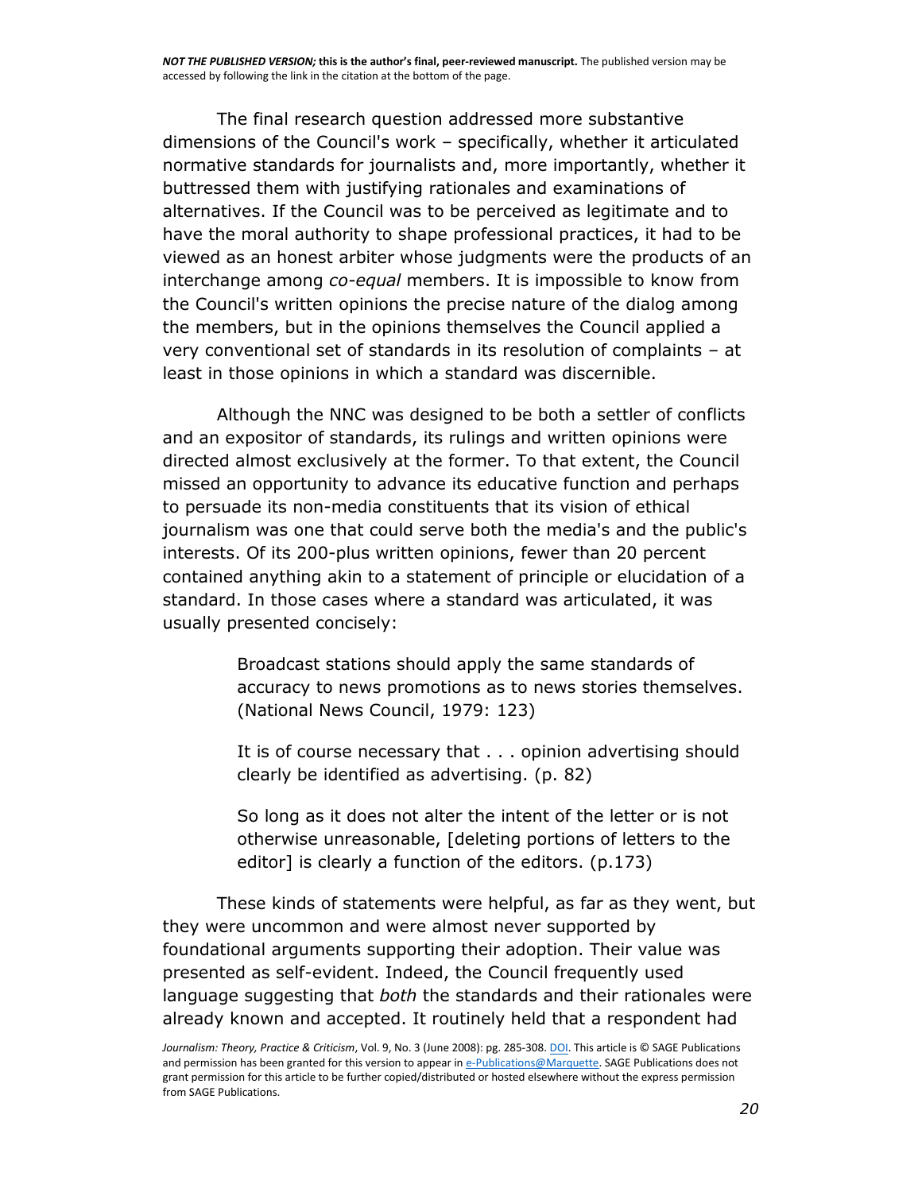The final research question addressed more substantive dimensions of the Council's work – specifically, whether it articulated normative standards for journalists and, more importantly, whether it buttressed them with justifying rationales and examinations of alternatives. If the Council was to be perceived as legitimate and to have the moral authority to shape professional practices, it had to be viewed as an honest arbiter whose judgments were the products of an interchange among *co-equal* members. It is impossible to know from the Council's written opinions the precise nature of the dialog among the members, but in the opinions themselves the Council applied a very conventional set of standards in its resolution of complaints – at least in those opinions in which a standard was discernible.

Although the NNC was designed to be both a settler of conflicts and an expositor of standards, its rulings and written opinions were directed almost exclusively at the former. To that extent, the Council missed an opportunity to advance its educative function and perhaps to persuade its non-media constituents that its vision of ethical journalism was one that could serve both the media's and the public's interests. Of its 200-plus written opinions, fewer than 20 percent contained anything akin to a statement of principle or elucidation of a standard. In those cases where a standard was articulated, it was usually presented concisely:

> Broadcast stations should apply the same standards of accuracy to news promotions as to news stories themselves. (National News Council, 1979: 123)
>
> It is of course necessary that . . . opinion advertising should clearly be identified as advertising. (p. 82)
>
> So long as it does not alter the intent of the letter or is not otherwise unreasonable, [deleting portions of letters to the editor] is clearly a function of the editors. (p.173)

These kinds of statements were helpful, as far as they went, but they were uncommon and were almost never supported by foundational arguments supporting their adoption. Their value was presented as self-evident. Indeed, the Council frequently used language suggesting that *both* the standards and their rationales were already known and accepted. It routinely held that a respondent had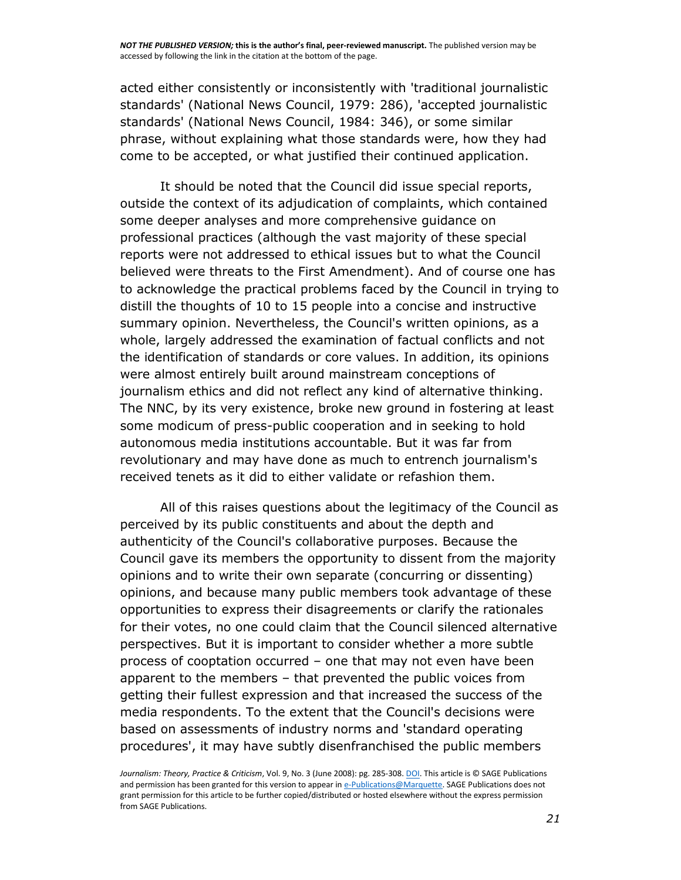acted either consistently or inconsistently with 'traditional journalistic standards' (National News Council, 1979: 286), 'accepted journalistic standards' (National News Council, 1984: 346), or some similar phrase, without explaining what those standards were, how they had come to be accepted, or what justified their continued application.

It should be noted that the Council did issue special reports, outside the context of its adjudication of complaints, which contained some deeper analyses and more comprehensive guidance on professional practices (although the vast majority of these special reports were not addressed to ethical issues but to what the Council believed were threats to the First Amendment). And of course one has to acknowledge the practical problems faced by the Council in trying to distill the thoughts of 10 to 15 people into a concise and instructive summary opinion. Nevertheless, the Council's written opinions, as a whole, largely addressed the examination of factual conflicts and not the identification of standards or core values. In addition, its opinions were almost entirely built around mainstream conceptions of journalism ethics and did not reflect any kind of alternative thinking. The NNC, by its very existence, broke new ground in fostering at least some modicum of press-public cooperation and in seeking to hold autonomous media institutions accountable. But it was far from revolutionary and may have done as much to entrench journalism's received tenets as it did to either validate or refashion them.

All of this raises questions about the legitimacy of the Council as perceived by its public constituents and about the depth and authenticity of the Council's collaborative purposes. Because the Council gave its members the opportunity to dissent from the majority opinions and to write their own separate (concurring or dissenting) opinions, and because many public members took advantage of these opportunities to express their disagreements or clarify the rationales for their votes, no one could claim that the Council silenced alternative perspectives. But it is important to consider whether a more subtle process of cooptation occurred – one that may not even have been apparent to the members – that prevented the public voices from getting their fullest expression and that increased the success of the media respondents. To the extent that the Council's decisions were based on assessments of industry norms and 'standard operating procedures', it may have subtly disenfranchised the public members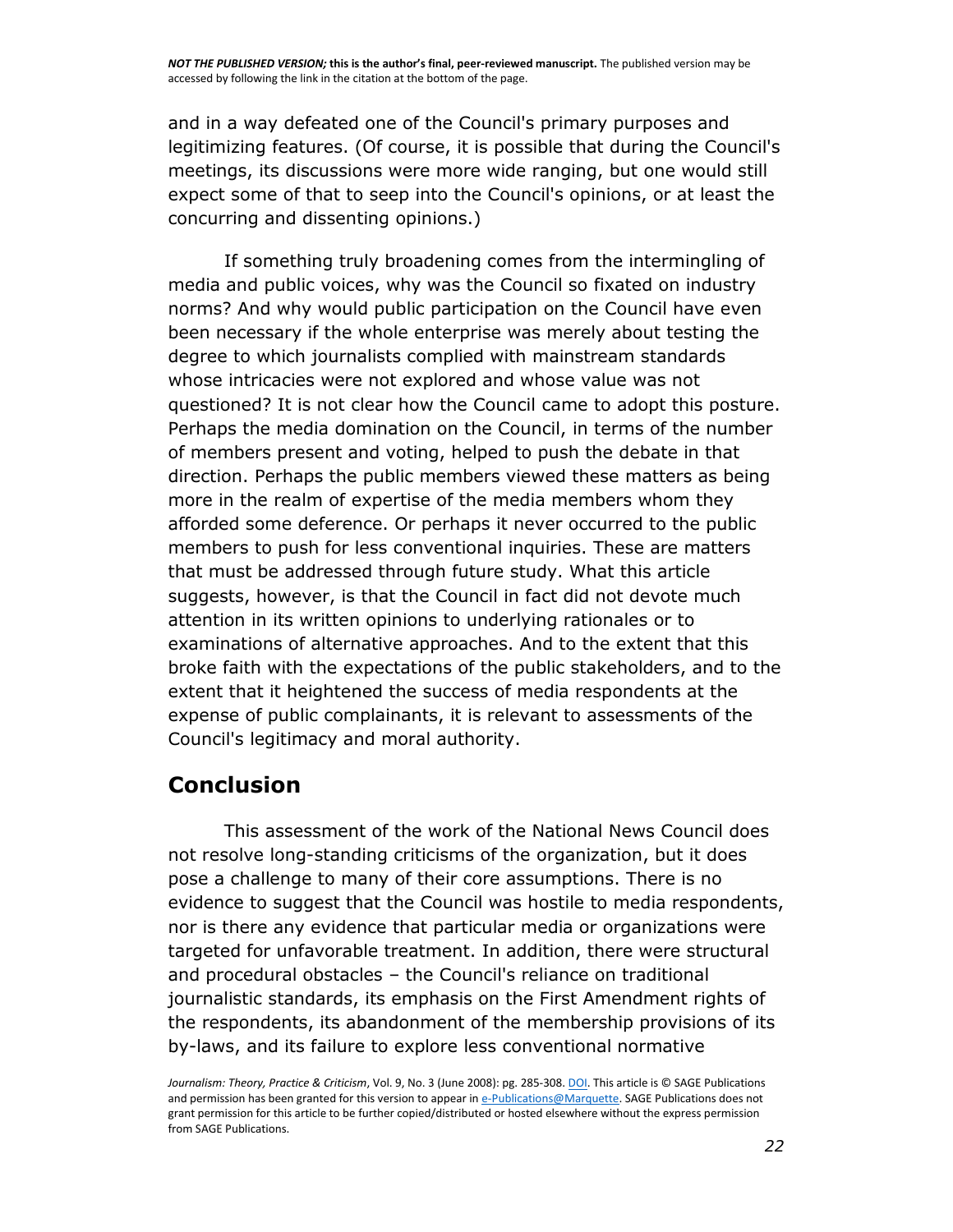and in a way defeated one of the Council's primary purposes and legitimizing features. (Of course, it is possible that during the Council's meetings, its discussions were more wide ranging, but one would still expect some of that to seep into the Council's opinions, or at least the concurring and dissenting opinions.)

If something truly broadening comes from the intermingling of media and public voices, why was the Council so fixated on industry norms? And why would public participation on the Council have even been necessary if the whole enterprise was merely about testing the degree to which journalists complied with mainstream standards whose intricacies were not explored and whose value was not questioned? It is not clear how the Council came to adopt this posture. Perhaps the media domination on the Council, in terms of the number of members present and voting, helped to push the debate in that direction. Perhaps the public members viewed these matters as being more in the realm of expertise of the media members whom they afforded some deference. Or perhaps it never occurred to the public members to push for less conventional inquiries. These are matters that must be addressed through future study. What this article suggests, however, is that the Council in fact did not devote much attention in its written opinions to underlying rationales or to examinations of alternative approaches. And to the extent that this broke faith with the expectations of the public stakeholders, and to the extent that it heightened the success of media respondents at the expense of public complainants, it is relevant to assessments of the Council's legitimacy and moral authority.

## Conclusion

This assessment of the work of the National News Council does not resolve long-standing criticisms of the organization, but it does pose a challenge to many of their core assumptions. There is no evidence to suggest that the Council was hostile to media respondents, nor is there any evidence that particular media or organizations were targeted for unfavorable treatment. In addition, there were structural and procedural obstacles – the Council's reliance on traditional journalistic standards, its emphasis on the First Amendment rights of the respondents, its abandonment of the membership provisions of its by-laws, and its failure to explore less conventional normative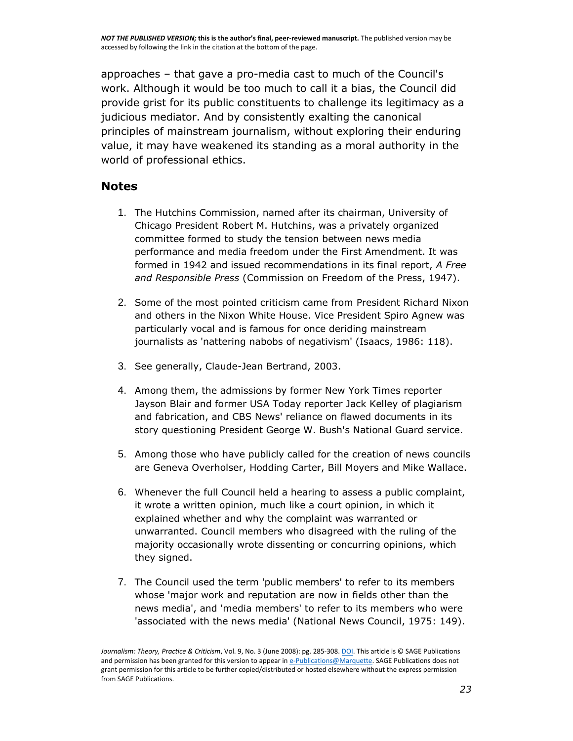approaches – that gave a pro-media cast to much of the Council's work. Although it would be too much to call it a bias, the Council did provide grist for its public constituents to challenge its legitimacy as a judicious mediator. And by consistently exalting the canonical principles of mainstream journalism, without exploring their enduring value, it may have weakened its standing as a moral authority in the world of professional ethics.

## Notes

1. The Hutchins Commission, named after its chairman, University of Chicago President Robert M. Hutchins, was a privately organized committee formed to study the tension between news media performance and media freedom under the First Amendment. It was formed in 1942 and issued recommendations in its final report, *A Free and Responsible Press* (Commission on Freedom of the Press, 1947).

2. Some of the most pointed criticism came from President Richard Nixon and others in the Nixon White House. Vice President Spiro Agnew was particularly vocal and is famous for once deriding mainstream journalists as 'nattering nabobs of negativism' (Isaacs, 1986: 118).

3. See generally, Claude-Jean Bertrand, 2003.

4. Among them, the admissions by former New York Times reporter Jayson Blair and former USA Today reporter Jack Kelley of plagiarism and fabrication, and CBS News' reliance on flawed documents in its story questioning President George W. Bush's National Guard service.

5. Among those who have publicly called for the creation of news councils are Geneva Overholser, Hodding Carter, Bill Moyers and Mike Wallace.

6. Whenever the full Council held a hearing to assess a public complaint, it wrote a written opinion, much like a court opinion, in which it explained whether and why the complaint was warranted or unwarranted. Council members who disagreed with the ruling of the majority occasionally wrote dissenting or concurring opinions, which they signed.

7. The Council used the term 'public members' to refer to its members whose 'major work and reputation are now in fields other than the news media', and 'media members' to refer to its members who were 'associated with the news media' (National News Council, 1975: 149).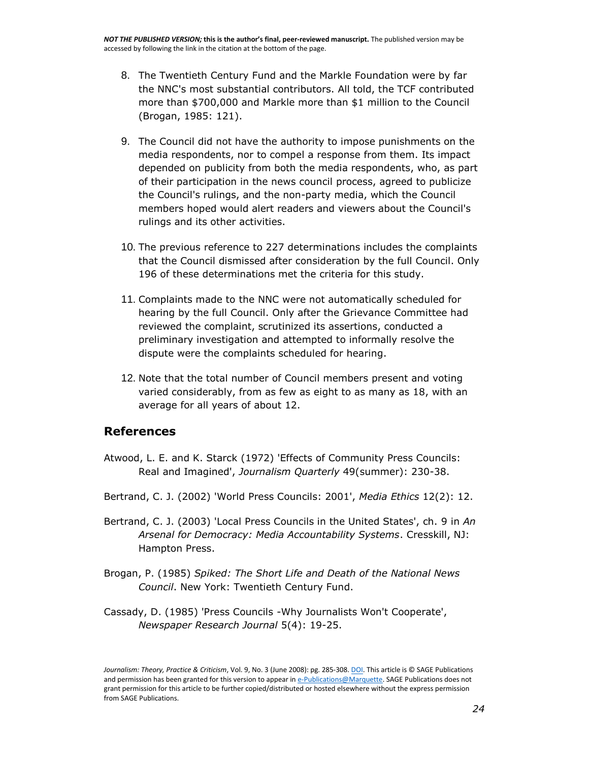8. The Twentieth Century Fund and the Markle Foundation were by far the NNC's most substantial contributors. All told, the TCF contributed more than $700,000 and Markle more than $1 million to the Council (Brogan, 1985: 121).

9. The Council did not have the authority to impose punishments on the media respondents, nor to compel a response from them. Its impact depended on publicity from both the media respondents, who, as part of their participation in the news council process, agreed to publicize the Council's rulings, and the non-party media, which the Council members hoped would alert readers and viewers about the Council's rulings and its other activities.

10. The previous reference to 227 determinations includes the complaints that the Council dismissed after consideration by the full Council. Only 196 of these determinations met the criteria for this study.

11. Complaints made to the NNC were not automatically scheduled for hearing by the full Council. Only after the Grievance Committee had reviewed the complaint, scrutinized its assertions, conducted a preliminary investigation and attempted to informally resolve the dispute were the complaints scheduled for hearing.

12. Note that the total number of Council members present and voting varied considerably, from as few as eight to as many as 18, with an average for all years of about 12.

## References

Atwood, L. E. and K. Starck (1972) 'Effects of Community Press Councils: Real and Imagined', *Journalism Quarterly* 49(summer): 230-38.

Bertrand, C. J. (2002) 'World Press Councils: 2001', *Media Ethics* 12(2): 12.

Bertrand, C. J. (2003) 'Local Press Councils in the United States', ch. 9 in *An Arsenal for Democracy: Media Accountability Systems*. Cresskill, NJ: Hampton Press.

Brogan, P. (1985) *Spiked: The Short Life and Death of the National News Council*. New York: Twentieth Century Fund.

Cassady, D. (1985) 'Press Councils -Why Journalists Won't Cooperate', *Newspaper Research Journal* 5(4): 19-25.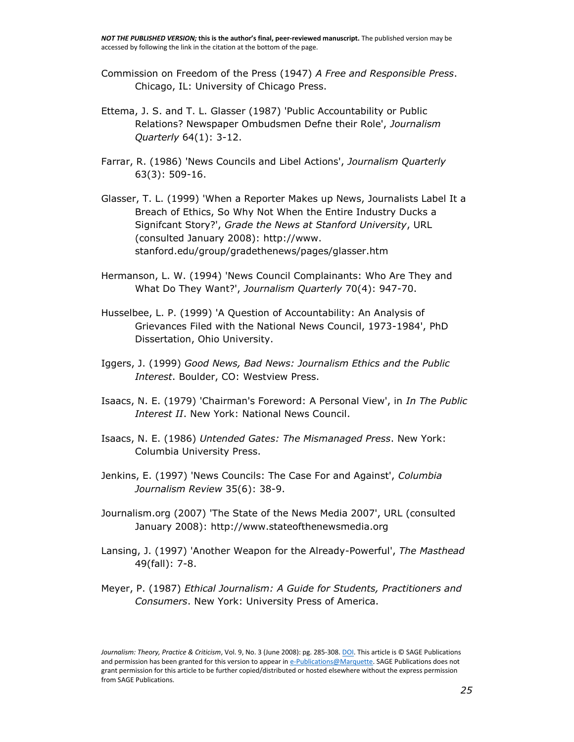Commission on Freedom of the Press (1947) *A Free and Responsible Press*. Chicago, IL: University of Chicago Press.

Ettema, J. S. and T. L. Glasser (1987) 'Public Accountability or Public Relations? Newspaper Ombudsmen Defne their Role', *Journalism Quarterly* 64(1): 3-12.

Farrar, R. (1986) 'News Councils and Libel Actions', *Journalism Quarterly* 63(3): 509-16.

Glasser, T. L. (1999) 'When a Reporter Makes up News, Journalists Label It a Breach of Ethics, So Why Not When the Entire Industry Ducks a Signifcant Story?', *Grade the News at Stanford University*, URL (consulted January 2008): http://www. stanford.edu/group/gradethenews/pages/glasser.htm

Hermanson, L. W. (1994) 'News Council Complainants: Who Are They and What Do They Want?', *Journalism Quarterly* 70(4): 947-70.

Husselbee, L. P. (1999) 'A Question of Accountability: An Analysis of Grievances Filed with the National News Council, 1973-1984', PhD Dissertation, Ohio University.

Iggers, J. (1999) *Good News, Bad News: Journalism Ethics and the Public Interest*. Boulder, CO: Westview Press.

Isaacs, N. E. (1979) 'Chairman's Foreword: A Personal View', in *In The Public Interest II*. New York: National News Council.

Isaacs, N. E. (1986) *Untended Gates: The Mismanaged Press*. New York: Columbia University Press.

Jenkins, E. (1997) 'News Councils: The Case For and Against', *Columbia Journalism Review* 35(6): 38-9.

Journalism.org (2007) 'The State of the News Media 2007', URL (consulted January 2008): http://www.stateofthenewsmedia.org

Lansing, J. (1997) 'Another Weapon for the Already-Powerful', *The Masthead* 49(fall): 7-8.

Meyer, P. (1987) *Ethical Journalism: A Guide for Students, Practitioners and Consumers*. New York: University Press of America.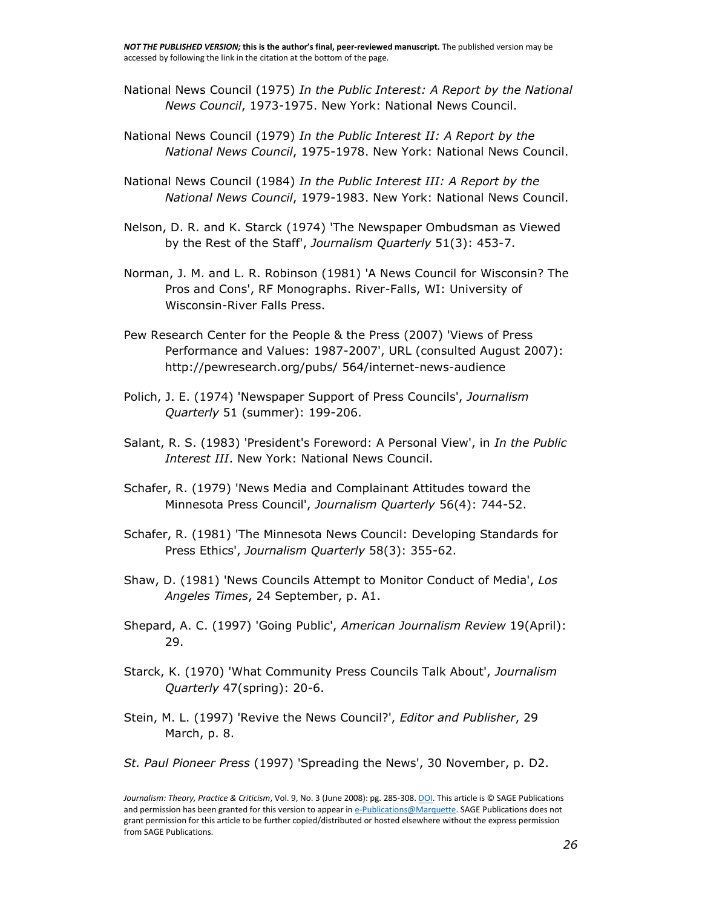National News Council (1975) *In the Public Interest: A Report by the National News Council*, 1973-1975. New York: National News Council.

National News Council (1979) *In the Public Interest II: A Report by the National News Council*, 1975-1978. New York: National News Council.

National News Council (1984) *In the Public Interest III: A Report by the National News Council*, 1979-1983. New York: National News Council.

Nelson, D. R. and K. Starck (1974) 'The Newspaper Ombudsman as Viewed by the Rest of the Staff', *Journalism Quarterly* 51(3): 453-7.

Norman, J. M. and L. R. Robinson (1981) 'A News Council for Wisconsin? The Pros and Cons', RF Monographs. River-Falls, WI: University of Wisconsin-River Falls Press.

Pew Research Center for the People & the Press (2007) 'Views of Press Performance and Values: 1987-2007', URL (consulted August 2007): http://pewresearch.org/pubs/ 564/internet-news-audience

Polich, J. E. (1974) 'Newspaper Support of Press Councils', *Journalism Quarterly* 51 (summer): 199-206.

Salant, R. S. (1983) 'President's Foreword: A Personal View', in *In the Public Interest III*. New York: National News Council.

Schafer, R. (1979) 'News Media and Complainant Attitudes toward the Minnesota Press Council', *Journalism Quarterly* 56(4): 744-52.

Schafer, R. (1981) 'The Minnesota News Council: Developing Standards for Press Ethics', *Journalism Quarterly* 58(3): 355-62.

Shaw, D. (1981) 'News Councils Attempt to Monitor Conduct of Media', *Los Angeles Times*, 24 September, p. A1.

Shepard, A. C. (1997) 'Going Public', *American Journalism Review* 19(April): 29.

Starck, K. (1970) 'What Community Press Councils Talk About', *Journalism Quarterly* 47(spring): 20-6.

Stein, M. L. (1997) 'Revive the News Council?', *Editor and Publisher*, 29 March, p. 8.

*St. Paul Pioneer Press* (1997) 'Spreading the News', 30 November, p. D2.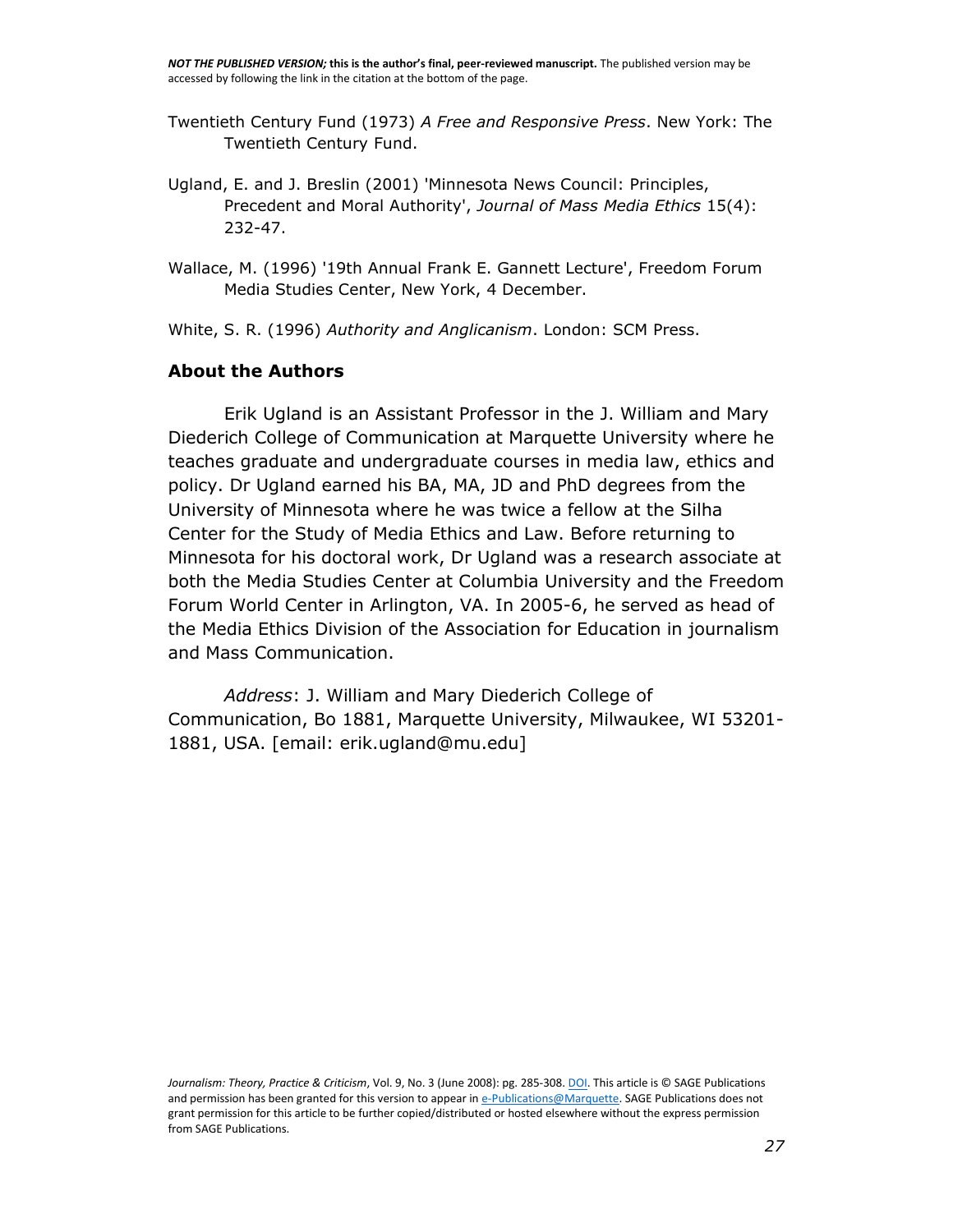Twentieth Century Fund (1973) *A Free and Responsive Press*. New York: The Twentieth Century Fund.

Ugland, E. and J. Breslin (2001) 'Minnesota News Council: Principles, Precedent and Moral Authority', *Journal of Mass Media Ethics* 15(4): 232-47.

Wallace, M. (1996) '19th Annual Frank E. Gannett Lecture', Freedom Forum Media Studies Center, New York, 4 December.

White, S. R. (1996) *Authority and Anglicanism*. London: SCM Press.

## About the Authors

Erik Ugland is an Assistant Professor in the J. William and Mary Diederich College of Communication at Marquette University where he teaches graduate and undergraduate courses in media law, ethics and policy. Dr Ugland earned his BA, MA, JD and PhD degrees from the University of Minnesota where he was twice a fellow at the Silha Center for the Study of Media Ethics and Law. Before returning to Minnesota for his doctoral work, Dr Ugland was a research associate at both the Media Studies Center at Columbia University and the Freedom Forum World Center in Arlington, VA. In 2005-6, he served as head of the Media Ethics Division of the Association for Education in journalism and Mass Communication.

*Address*: J. William and Mary Diederich College of Communication, Bo 1881, Marquette University, Milwaukee, WI 53201-1881, USA. [email: erik.ugland@mu.edu]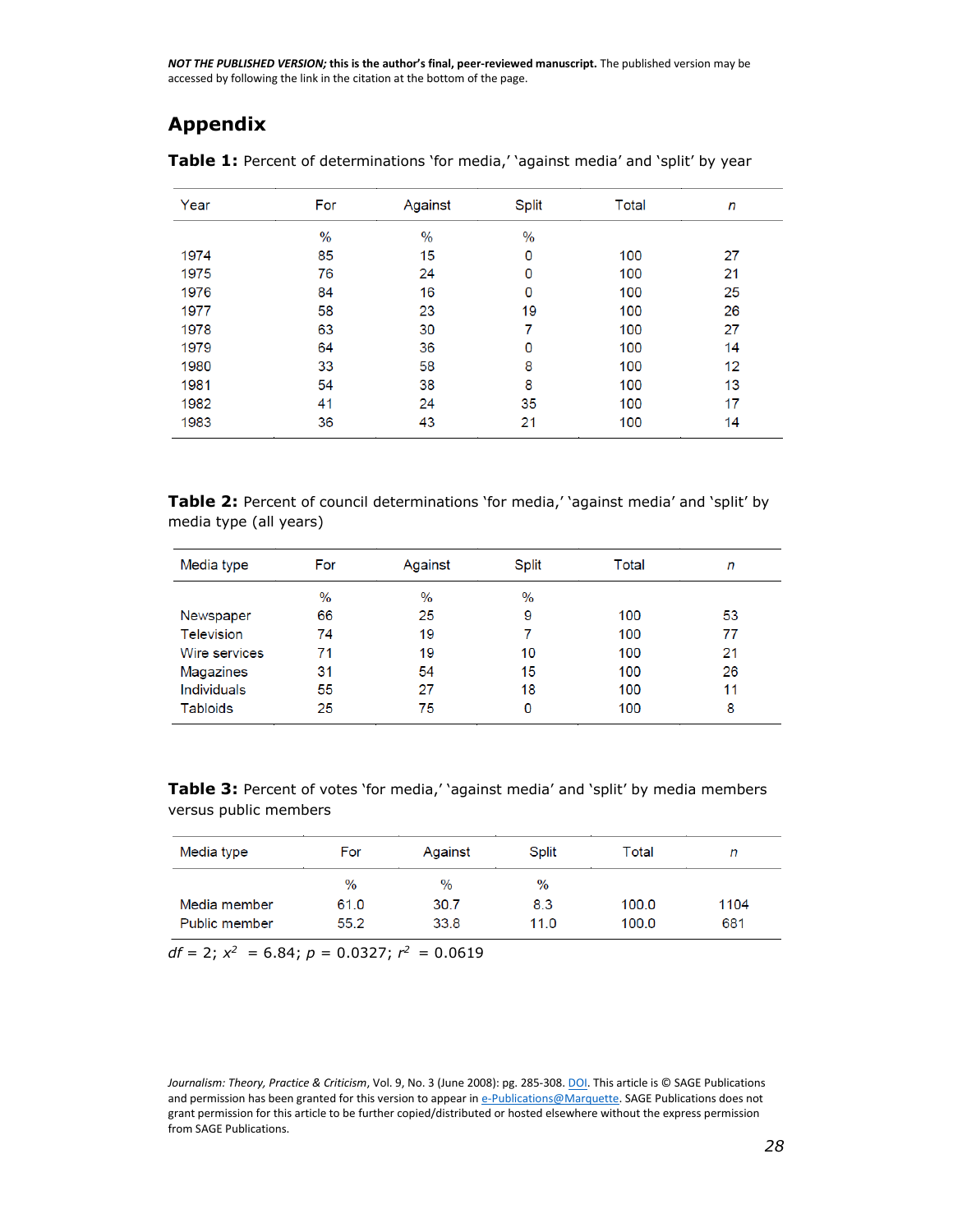## Appendix

**Table 1:** Percent of determinations 'for media,' 'against media' and 'split' by year

| Year | For | Against | Split | Total | *n* |
|---|---|---|---|---|---|
| | % | % | % | | |
| 1974 | 85 | 15 | 0 | 100 | 27 |
| 1975 | 76 | 24 | 0 | 100 | 21 |
| 1976 | 84 | 16 | 0 | 100 | 25 |
| 1977 | 58 | 23 | 19 | 100 | 26 |
| 1978 | 63 | 30 | 7 | 100 | 27 |
| 1979 | 64 | 36 | 0 | 100 | 14 |
| 1980 | 33 | 58 | 8 | 100 | 12 |
| 1981 | 54 | 38 | 8 | 100 | 13 |
| 1982 | 41 | 24 | 35 | 100 | 17 |
| 1983 | 36 | 43 | 21 | 100 | 14 |

**Table 2:** Percent of council determinations 'for media,' 'against media' and 'split' by media type (all years)

| Media type | For | Against | Split | Total | *n* |
|---|---|---|---|---|---|
| | % | % | % | | |
| Newspaper | 66 | 25 | 9 | 100 | 53 |
| Television | 74 | 19 | 7 | 100 | 77 |
| Wire services | 71 | 19 | 10 | 100 | 21 |
| Magazines | 31 | 54 | 15 | 100 | 26 |
| Individuals | 55 | 27 | 18 | 100 | 11 |
| Tabloids | 25 | 75 | 0 | 100 | 8 |

**Table 3:** Percent of votes 'for media,' 'against media' and 'split' by media members versus public members

| Media type | For | Against | Split | Total | *n* |
|---|---|---|---|---|---|
| | % | % | % | | |
| Media member | 61.0 | 30.7 | 8.3 | 100.0 | 1104 |
| Public member | 55.2 | 33.8 | 11.0 | 100.0 | 681 |

$df = 2$; $x^2 = 6.84$; $p = 0.0327$; $r^2 = 0.0619$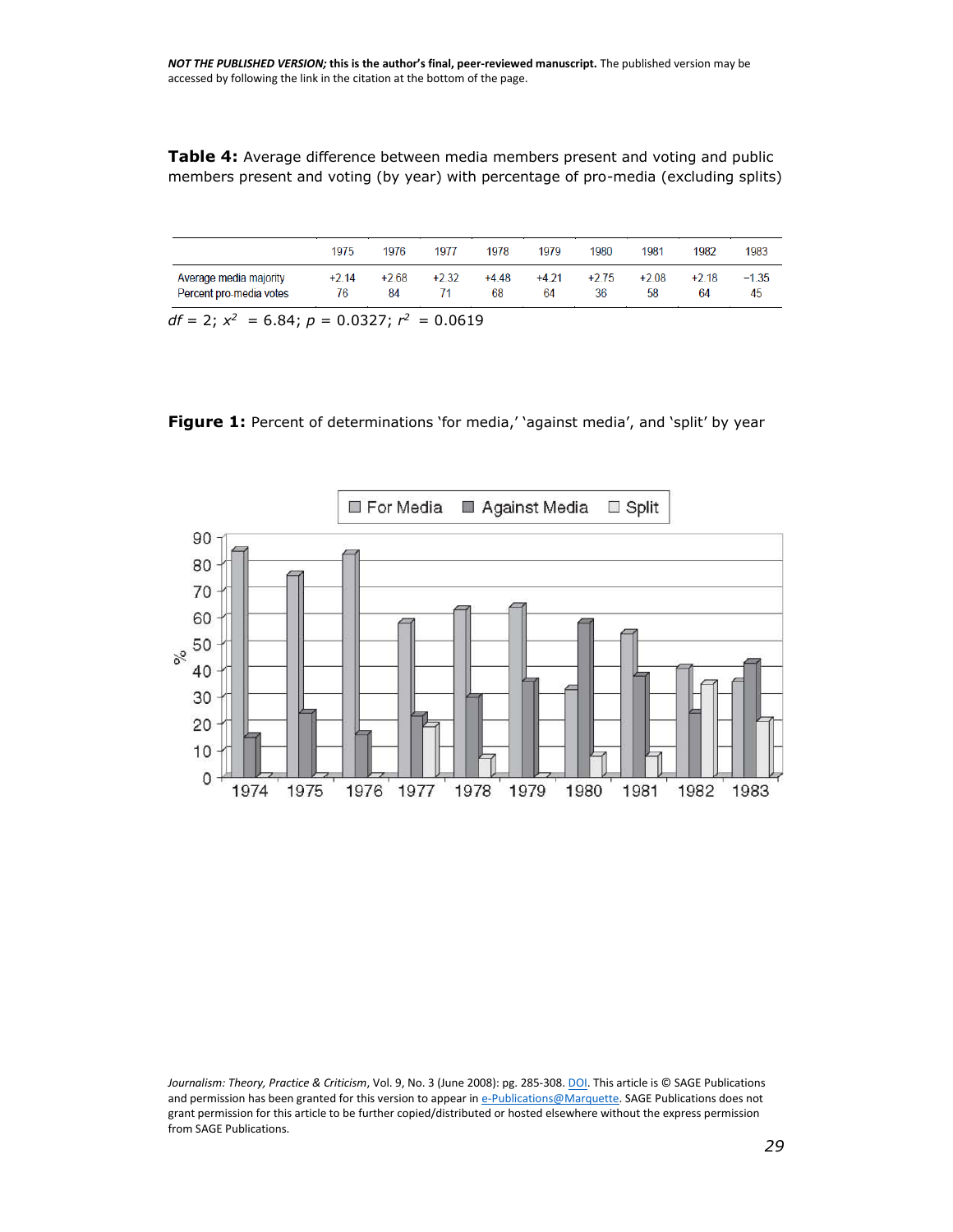NOT THE PUBLISHED VERSION; **this is the author's final, peer-reviewed manuscript.** The published version may be accessed by following the link in the citation at the bottom of the page.

**Table 4:** Average difference between media members present and voting and public members present and voting (by year) with percentage of pro-media (excluding splits)

| | 1975 | 1976 | 1977 | 1978 | 1979 | 1980 | 1981 | 1982 | 1983 |
|---|---|---|---|---|---|---|---|---|---|
| Average media majority | +2.14 | +2.68 | +2.32 | +4.48 | +4.21 | +2.75 | +2.08 | +2.18 | −1.35 |
| Percent pro-media votes | 76 | 84 | 71 | 68 | 64 | 36 | 58 | 64 | 45 |

*df* = 2; $x^2$ = 6.84; *p* = 0.0327; $r^2$ = 0.0619

**Figure 1:** Percent of determinations 'for media,' 'against media', and 'split' by year

For Media
Against Media
Split

90
80
70
60
50
40
30
20
10
0

%

1974
1975
1976
1977
1978
1979
1980
1981
1982
1983

*Journalism: Theory, Practice & Criticism*, Vol. 9, No. 3 (June 2008): pg. 285-308. DOI. This article is © SAGE Publications and permission has been granted for this version to appear in e-Publications@Marquette. SAGE Publications does not grant permission for this article to be further copied/distributed or hosted elsewhere without the express permission from SAGE Publications.